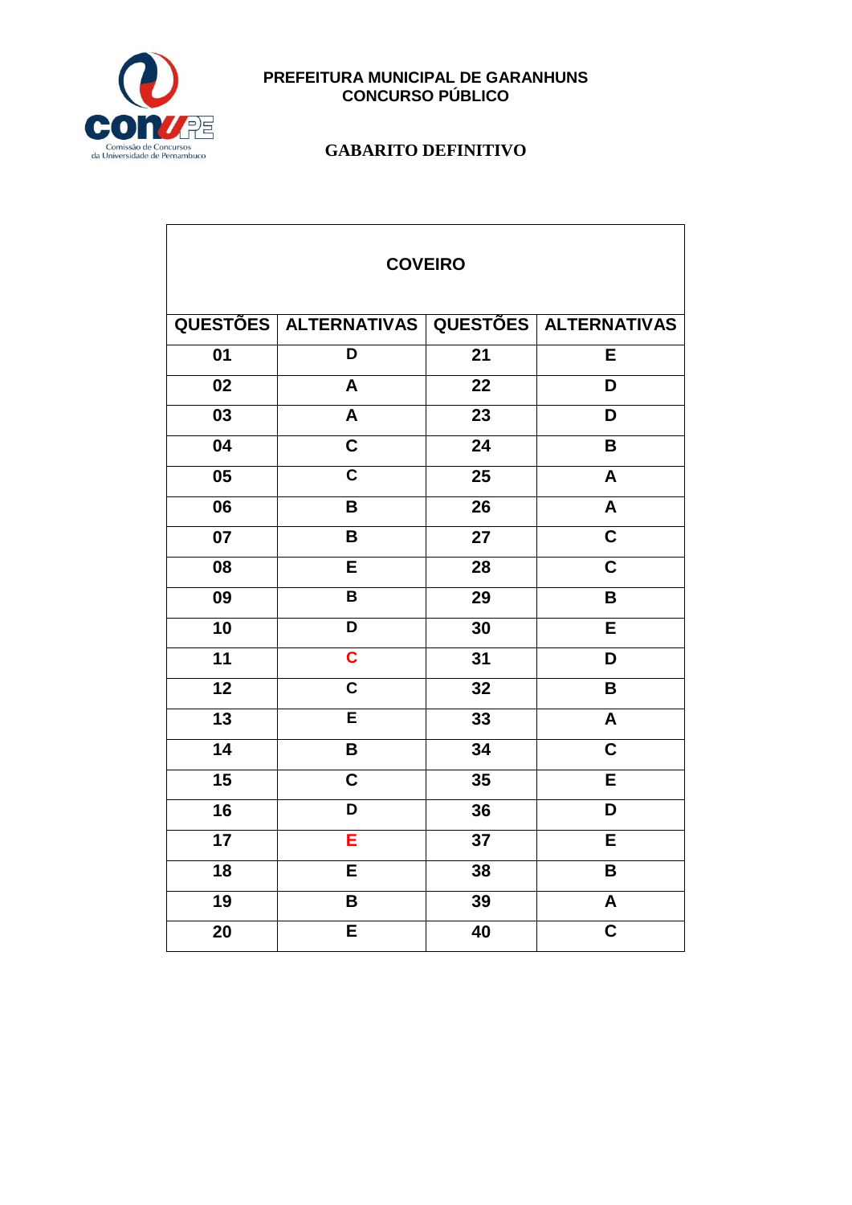**PREFEITURA MUNICIPAL DE GARANHUNS**
**CONCURSO PÚBLICO**

**GABARITO DEFINITIVO**

| COVEIRO | | | |
|---|---|---|---|
| **QUESTÕES** | **ALTERNATIVAS** | **QUESTÕES** | **ALTERNATIVAS** |
| 01 | D | 21 | E |
| 02 | A | 22 | D |
| 03 | A | 23 | D |
| 04 | C | 24 | B |
| 05 | C | 25 | A |
| 06 | B | 26 | A |
| 07 | B | 27 | C |
| 08 | E | 28 | C |
| 09 | B | 29 | B |
| 10 | D | 30 | E |
| 11 | C | 31 | D |
| 12 | C | 32 | B |
| 13 | E | 33 | A |
| 14 | B | 34 | C |
| 15 | C | 35 | E |
| 16 | D | 36 | D |
| 17 | E | 37 | E |
| 18 | E | 38 | B |
| 19 | B | 39 | A |
| 20 | E | 40 | C |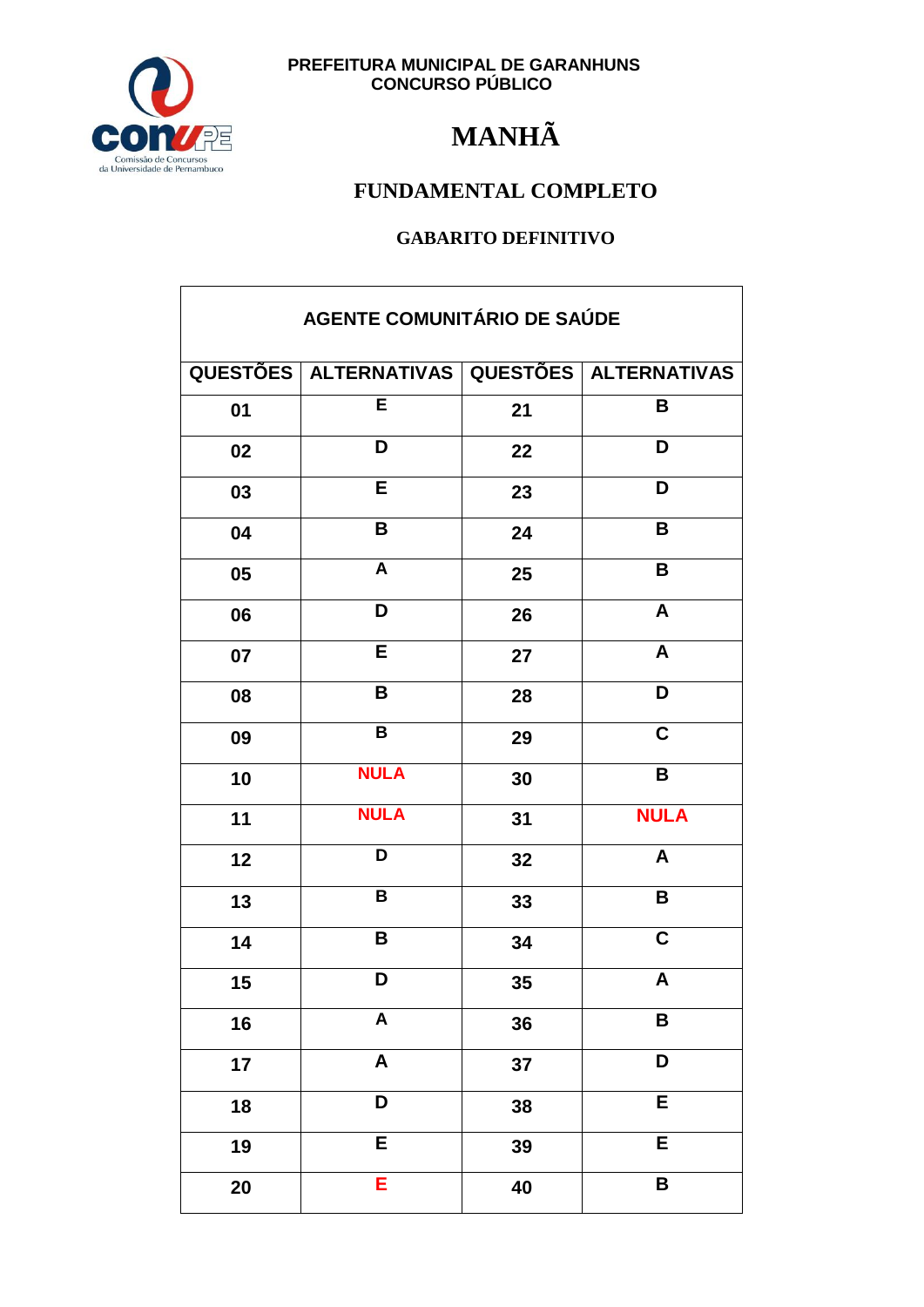PREFEITURA MUNICIPAL DE GARANHUNS
CONCURSO PÚBLICO

# MANHÃ

## FUNDAMENTAL COMPLETO

### GABARITO DEFINITIVO

| AGENTE COMUNITÁRIO DE SAÚDE | | | |
|---|---|---|---|
| QUESTÕES | ALTERNATIVAS | QUESTÕES | ALTERNATIVAS |
| 01 | E | 21 | B |
| 02 | D | 22 | D |
| 03 | E | 23 | D |
| 04 | B | 24 | B |
| 05 | A | 25 | B |
| 06 | D | 26 | A |
| 07 | E | 27 | A |
| 08 | B | 28 | D |
| 09 | B | 29 | C |
| 10 | NULA | 30 | B |
| 11 | NULA | 31 | NULA |
| 12 | D | 32 | A |
| 13 | B | 33 | B |
| 14 | B | 34 | C |
| 15 | D | 35 | A |
| 16 | A | 36 | B |
| 17 | A | 37 | D |
| 18 | D | 38 | E |
| 19 | E | 39 | E |
| 20 | E | 40 | B |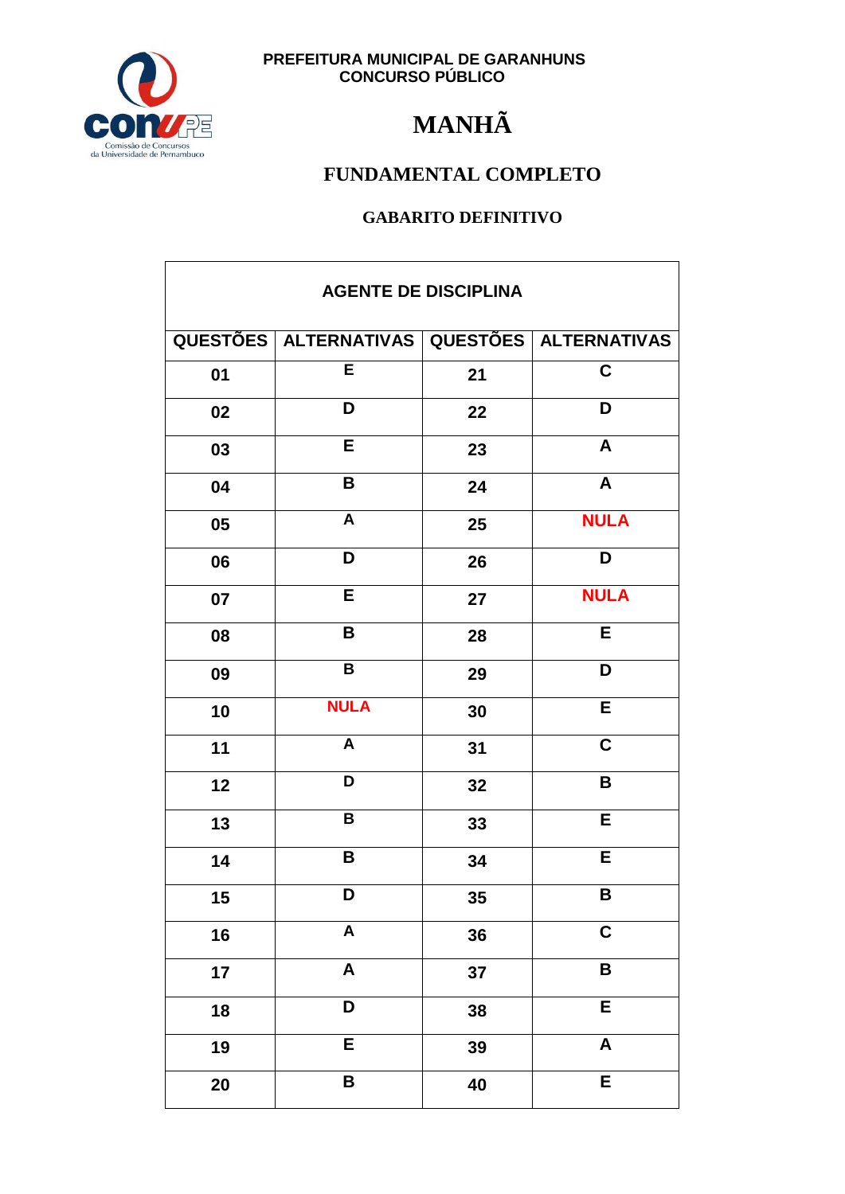PREFEITURA MUNICIPAL DE GARANHUNS
CONCURSO PÚBLICO

# MANHÃ

## FUNDAMENTAL COMPLETO

### GABARITO DEFINITIVO

| AGENTE DE DISCIPLINA | | | |
|---|---|---|---|
| **QUESTÕES** | **ALTERNATIVAS** | **QUESTÕES** | **ALTERNATIVAS** |
| 01 | E | 21 | C |
| 02 | D | 22 | D |
| 03 | E | 23 | A |
| 04 | B | 24 | A |
| 05 | A | 25 | NULA |
| 06 | D | 26 | D |
| 07 | E | 27 | NULA |
| 08 | B | 28 | E |
| 09 | B | 29 | D |
| 10 | NULA | 30 | E |
| 11 | A | 31 | C |
| 12 | D | 32 | B |
| 13 | B | 33 | E |
| 14 | B | 34 | E |
| 15 | D | 35 | B |
| 16 | A | 36 | C |
| 17 | A | 37 | B |
| 18 | D | 38 | E |
| 19 | E | 39 | A |
| 20 | B | 40 | E |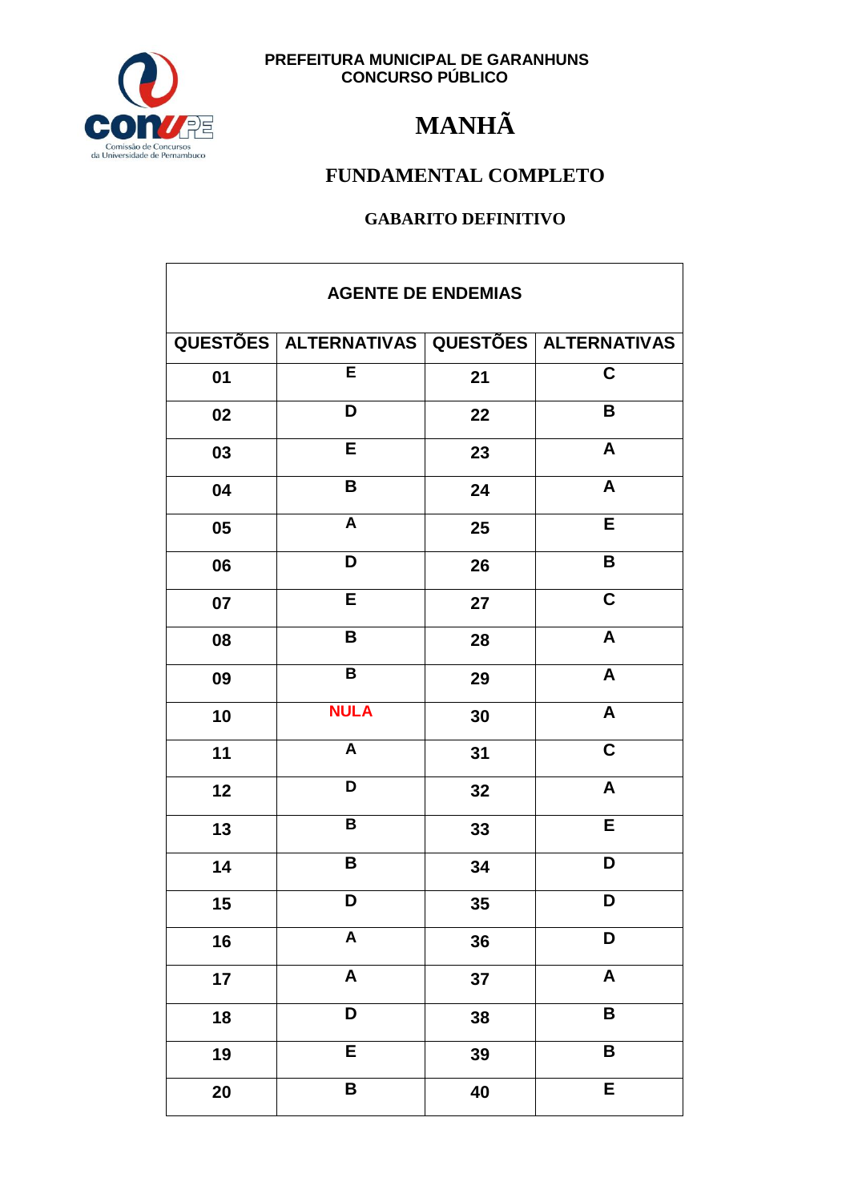**PREFEITURA MUNICIPAL DE GARANHUNS**
**CONCURSO PÚBLICO**

# MANHÃ

## FUNDAMENTAL COMPLETO

### GABARITO DEFINITIVO

| AGENTE DE ENDEMIAS | | | |
|---|---|---|---|
| **QUESTÕES** | **ALTERNATIVAS** | **QUESTÕES** | **ALTERNATIVAS** |
| 01 | E | 21 | C |
| 02 | D | 22 | B |
| 03 | E | 23 | A |
| 04 | B | 24 | A |
| 05 | A | 25 | E |
| 06 | D | 26 | B |
| 07 | E | 27 | C |
| 08 | B | 28 | A |
| 09 | B | 29 | A |
| 10 | NULA | 30 | A |
| 11 | A | 31 | C |
| 12 | D | 32 | A |
| 13 | B | 33 | E |
| 14 | B | 34 | D |
| 15 | D | 35 | D |
| 16 | A | 36 | D |
| 17 | A | 37 | A |
| 18 | D | 38 | B |
| 19 | E | 39 | B |
| 20 | B | 40 | E |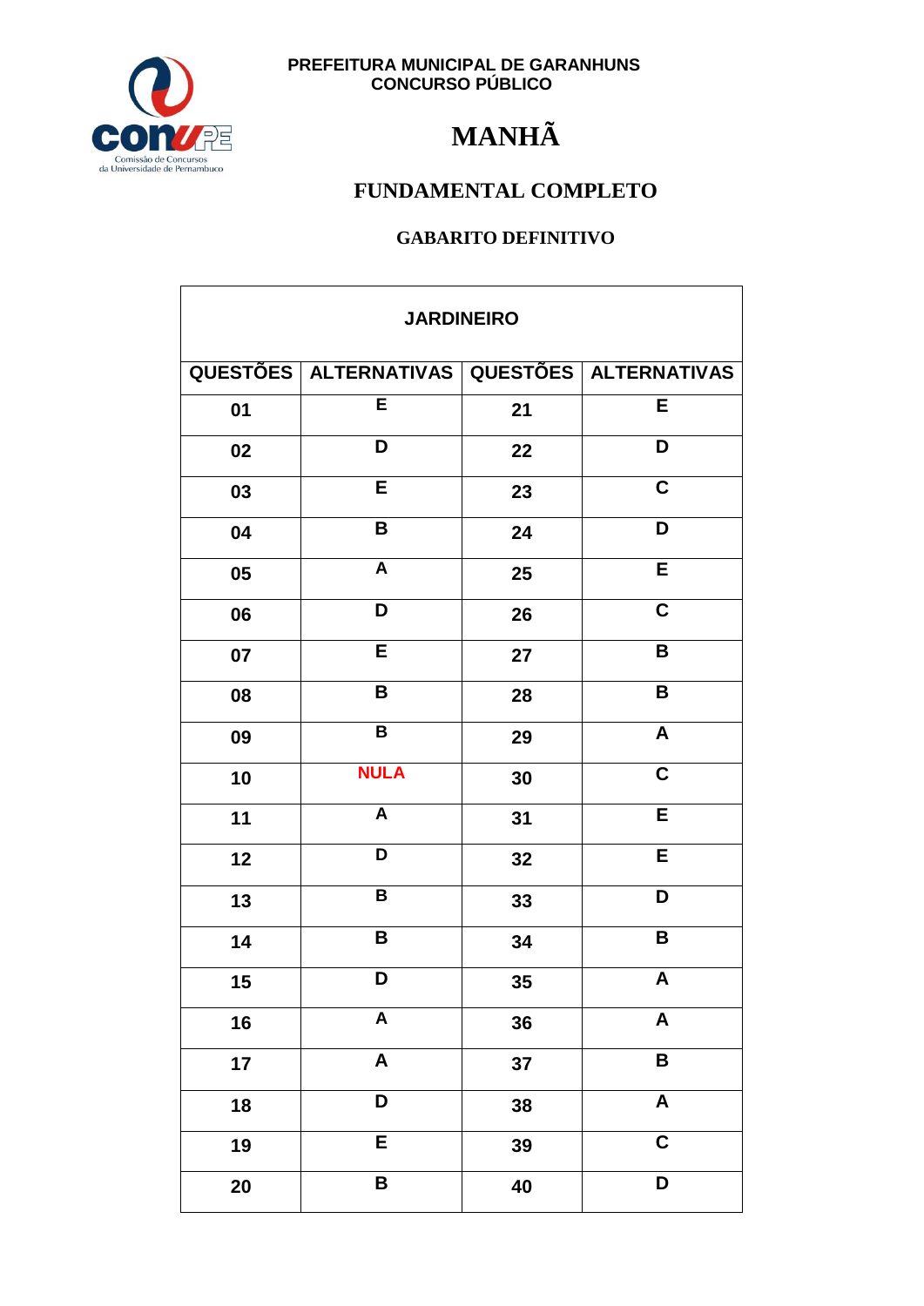PREFEITURA MUNICIPAL DE GARANHUNS
CONCURSO PÚBLICO

# MANHÃ

## FUNDAMENTAL COMPLETO

### GABARITO DEFINITIVO

| JARDINEIRO | | | |
|---|---|---|---|
| **QUESTÕES** | **ALTERNATIVAS** | **QUESTÕES** | **ALTERNATIVAS** |
| 01 | E | 21 | E |
| 02 | D | 22 | D |
| 03 | E | 23 | C |
| 04 | B | 24 | D |
| 05 | A | 25 | E |
| 06 | D | 26 | C |
| 07 | E | 27 | B |
| 08 | B | 28 | B |
| 09 | B | 29 | A |
| 10 | NULA | 30 | C |
| 11 | A | 31 | E |
| 12 | D | 32 | E |
| 13 | B | 33 | D |
| 14 | B | 34 | B |
| 15 | D | 35 | A |
| 16 | A | 36 | A |
| 17 | A | 37 | B |
| 18 | D | 38 | A |
| 19 | E | 39 | C |
| 20 | B | 40 | D |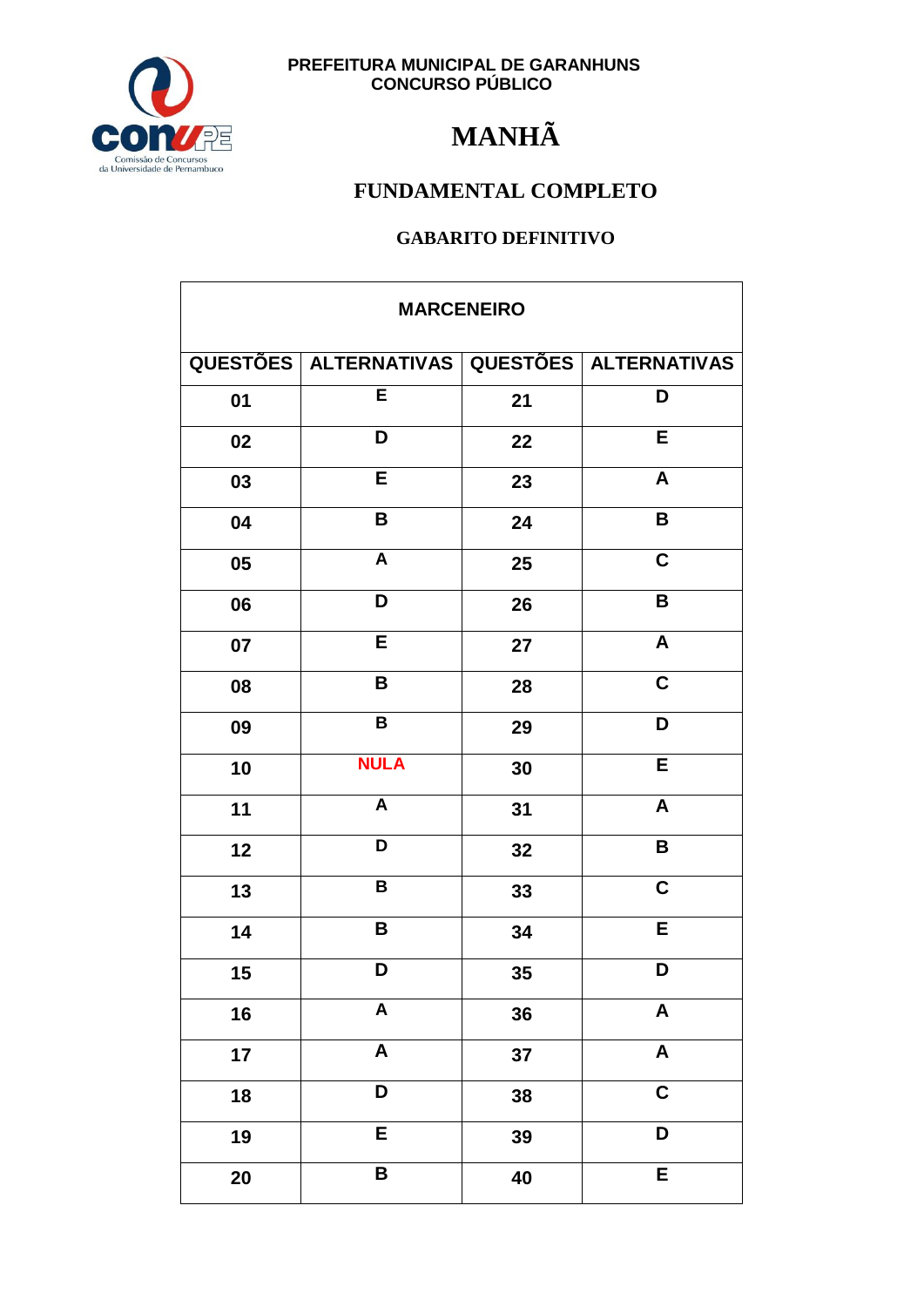PREFEITURA MUNICIPAL DE GARANHUNS
CONCURSO PÚBLICO

# MANHÃ

## FUNDAMENTAL COMPLETO

### GABARITO DEFINITIVO

| MARCENEIRO | | | |
|---|---|---|---|
| QUESTÕES | ALTERNATIVAS | QUESTÕES | ALTERNATIVAS |
| 01 | E | 21 | D |
| 02 | D | 22 | E |
| 03 | E | 23 | A |
| 04 | B | 24 | B |
| 05 | A | 25 | C |
| 06 | D | 26 | B |
| 07 | E | 27 | A |
| 08 | B | 28 | C |
| 09 | B | 29 | D |
| 10 | NULA | 30 | E |
| 11 | A | 31 | A |
| 12 | D | 32 | B |
| 13 | B | 33 | C |
| 14 | B | 34 | E |
| 15 | D | 35 | D |
| 16 | A | 36 | A |
| 17 | A | 37 | A |
| 18 | D | 38 | C |
| 19 | E | 39 | D |
| 20 | B | 40 | E |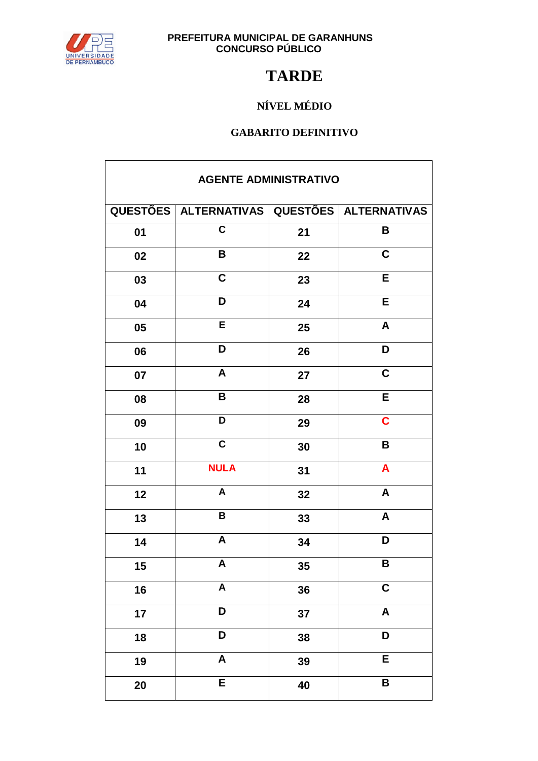PREFEITURA MUNICIPAL DE GARANHUNS
CONCURSO PÚBLICO

# TARDE

## NÍVEL MÉDIO

## GABARITO DEFINITIVO

| AGENTE ADMINISTRATIVO | | | |
|---|---|---|---|
| QUESTÕES | ALTERNATIVAS | QUESTÕES | ALTERNATIVAS |
| 01 | C | 21 | B |
| 02 | B | 22 | C |
| 03 | C | 23 | E |
| 04 | D | 24 | E |
| 05 | E | 25 | A |
| 06 | D | 26 | D |
| 07 | A | 27 | C |
| 08 | B | 28 | E |
| 09 | D | 29 | C |
| 10 | C | 30 | B |
| 11 | NULA | 31 | A |
| 12 | A | 32 | A |
| 13 | B | 33 | A |
| 14 | A | 34 | D |
| 15 | A | 35 | B |
| 16 | A | 36 | C |
| 17 | D | 37 | A |
| 18 | D | 38 | D |
| 19 | A | 39 | E |
| 20 | E | 40 | B |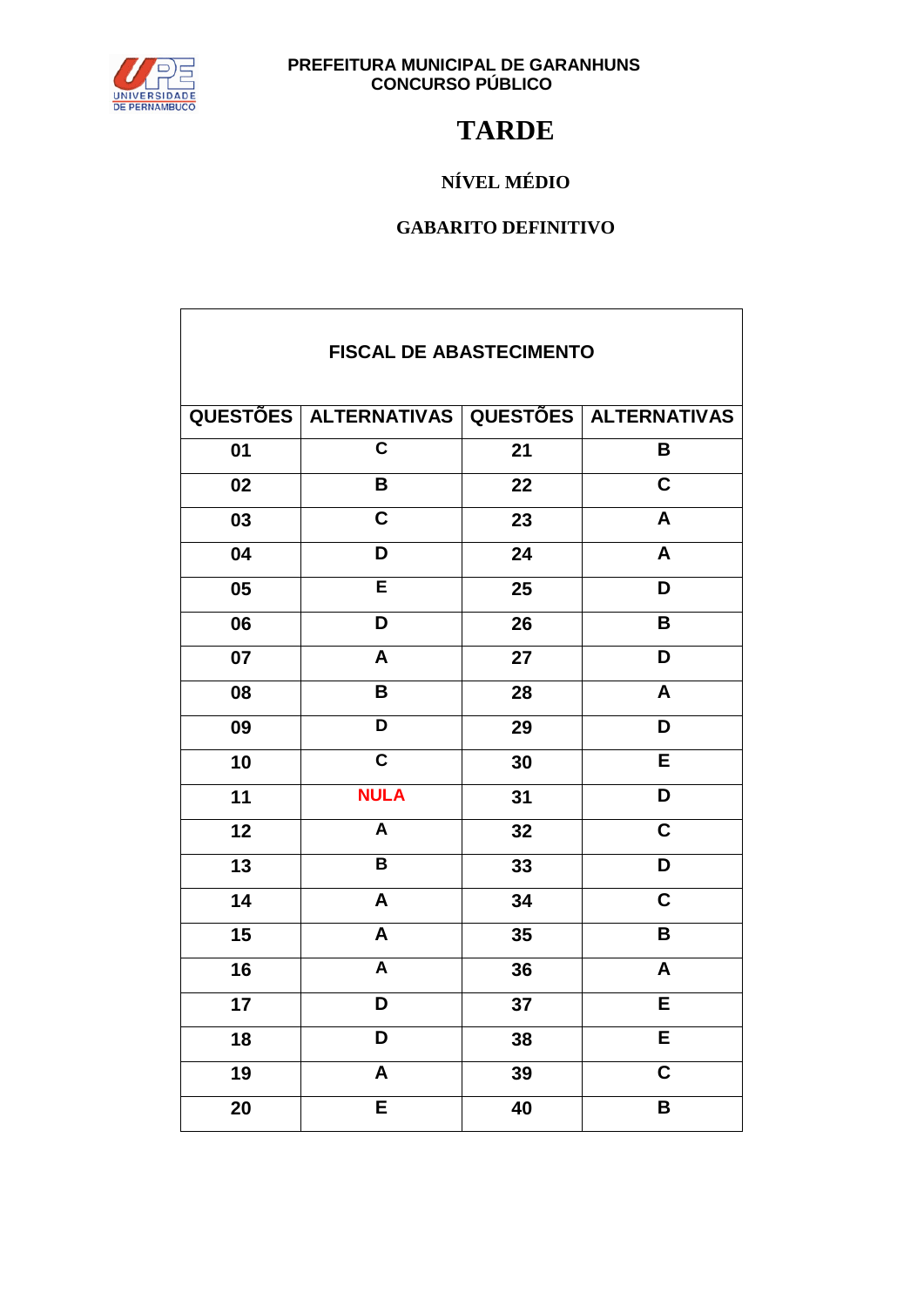PREFEITURA MUNICIPAL DE GARANHUNS
CONCURSO PÚBLICO

# TARDE

## NÍVEL MÉDIO

## GABARITO DEFINITIVO

| FISCAL DE ABASTECIMENTO | | | |
|---|---|---|---|
| QUESTÕES | ALTERNATIVAS | QUESTÕES | ALTERNATIVAS |
| 01 | C | 21 | B |
| 02 | B | 22 | C |
| 03 | C | 23 | A |
| 04 | D | 24 | A |
| 05 | E | 25 | D |
| 06 | D | 26 | B |
| 07 | A | 27 | D |
| 08 | B | 28 | A |
| 09 | D | 29 | D |
| 10 | C | 30 | E |
| 11 | NULA | 31 | D |
| 12 | A | 32 | C |
| 13 | B | 33 | D |
| 14 | A | 34 | C |
| 15 | A | 35 | B |
| 16 | A | 36 | A |
| 17 | D | 37 | E |
| 18 | D | 38 | E |
| 19 | A | 39 | C |
| 20 | E | 40 | B |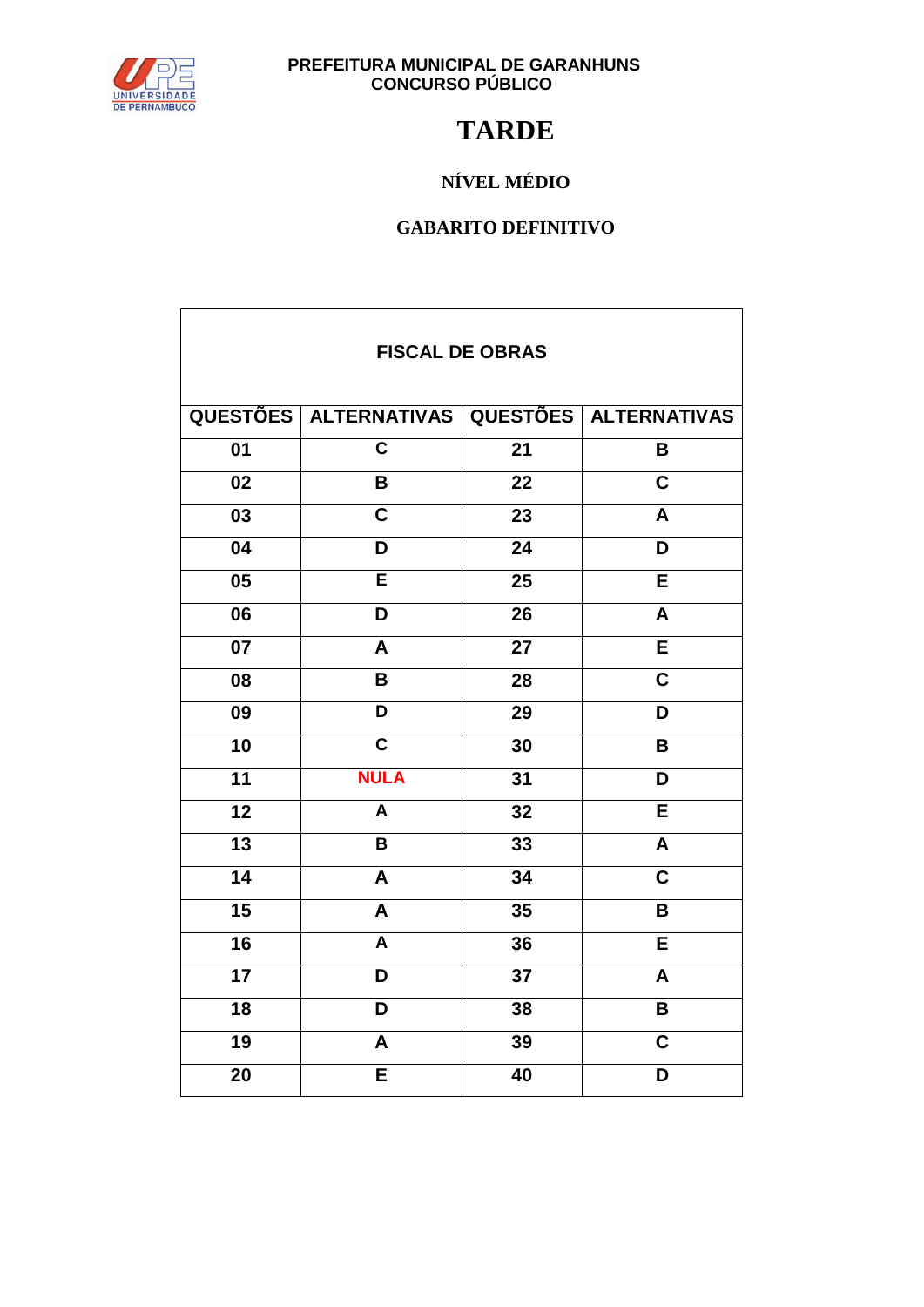PREFEITURA MUNICIPAL DE GARANHUNS
CONCURSO PÚBLICO

# TARDE

## NÍVEL MÉDIO

## GABARITO DEFINITIVO

| FISCAL DE OBRAS | | | |
|---|---|---|---|
| QUESTÕES | ALTERNATIVAS | QUESTÕES | ALTERNATIVAS |
| 01 | C | 21 | B |
| 02 | B | 22 | C |
| 03 | C | 23 | A |
| 04 | D | 24 | D |
| 05 | E | 25 | E |
| 06 | D | 26 | A |
| 07 | A | 27 | E |
| 08 | B | 28 | C |
| 09 | D | 29 | D |
| 10 | C | 30 | B |
| 11 | NULA | 31 | D |
| 12 | A | 32 | E |
| 13 | B | 33 | A |
| 14 | A | 34 | C |
| 15 | A | 35 | B |
| 16 | A | 36 | E |
| 17 | D | 37 | A |
| 18 | D | 38 | B |
| 19 | A | 39 | C |
| 20 | E | 40 | D |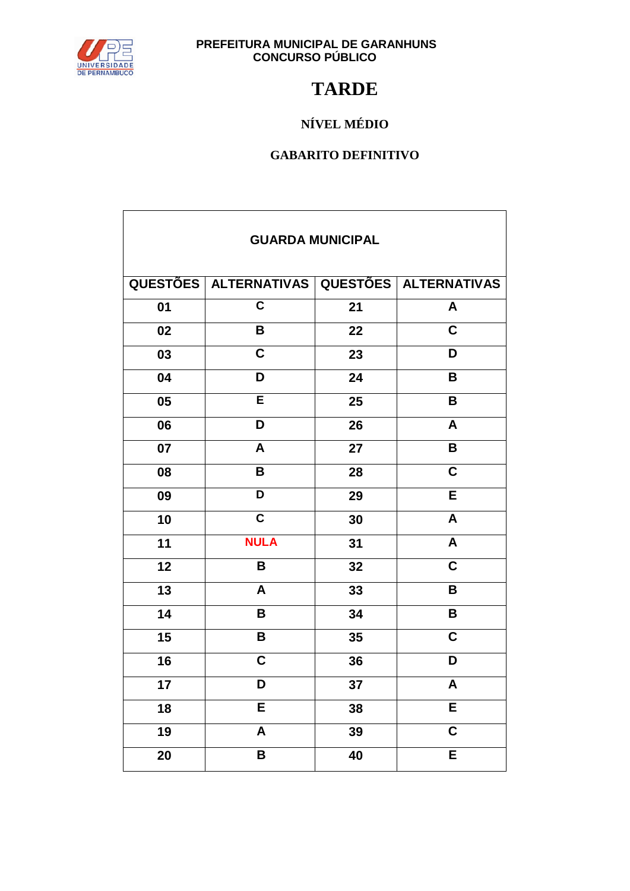PREFEITURA MUNICIPAL DE GARANHUNS
CONCURSO PÚBLICO

# TARDE

## NÍVEL MÉDIO

## GABARITO DEFINITIVO

| GUARDA MUNICIPAL | | | |
|---|---|---|---|
| QUESTÕES | ALTERNATIVAS | QUESTÕES | ALTERNATIVAS |
| 01 | C | 21 | A |
| 02 | B | 22 | C |
| 03 | C | 23 | D |
| 04 | D | 24 | B |
| 05 | E | 25 | B |
| 06 | D | 26 | A |
| 07 | A | 27 | B |
| 08 | B | 28 | C |
| 09 | D | 29 | E |
| 10 | C | 30 | A |
| 11 | NULA | 31 | A |
| 12 | B | 32 | C |
| 13 | A | 33 | B |
| 14 | B | 34 | B |
| 15 | B | 35 | C |
| 16 | C | 36 | D |
| 17 | D | 37 | A |
| 18 | E | 38 | E |
| 19 | A | 39 | C |
| 20 | B | 40 | E |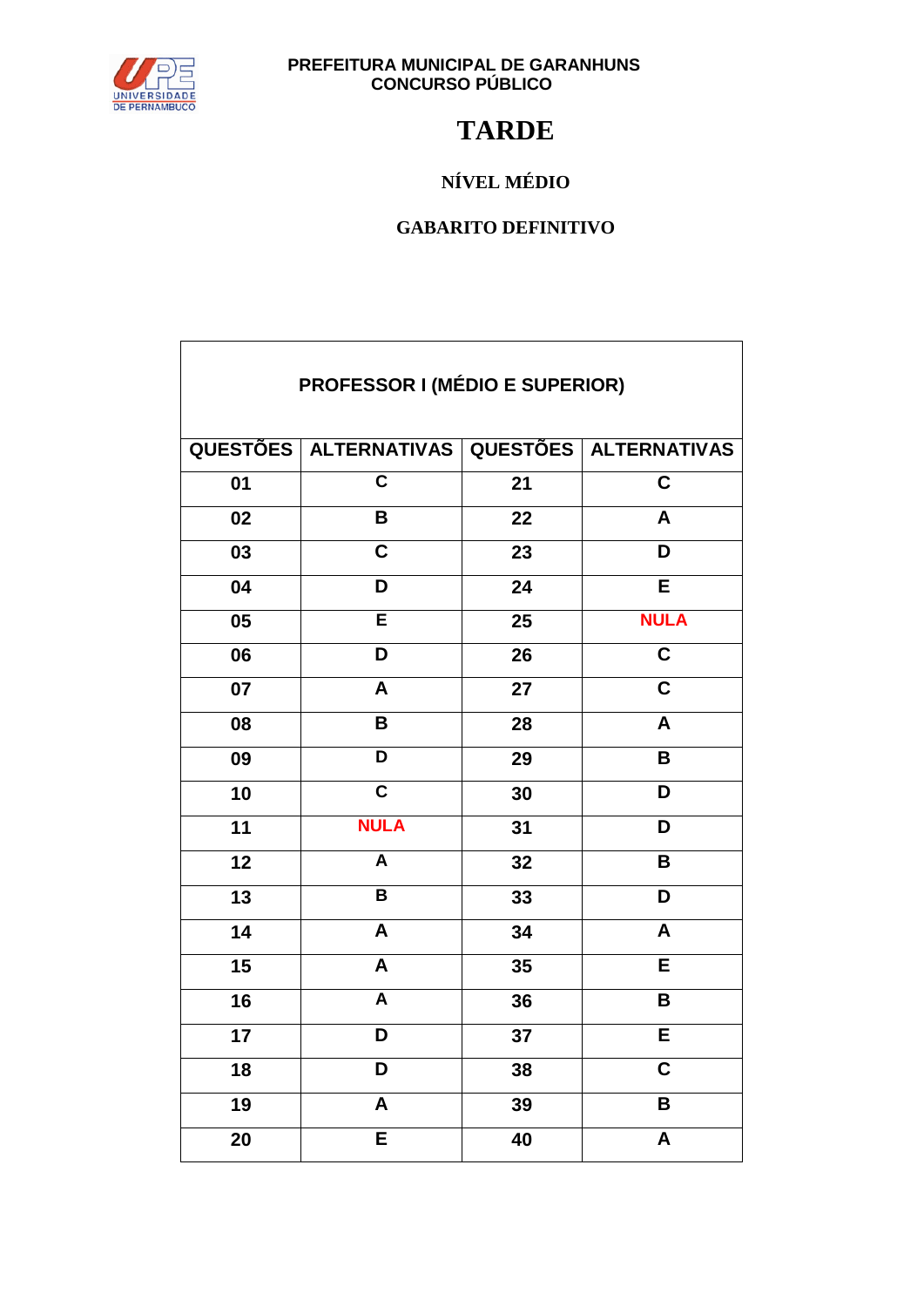**PREFEITURA MUNICIPAL DE GARANHUNS**
**CONCURSO PÚBLICO**

# TARDE

## NÍVEL MÉDIO

## GABARITO DEFINITIVO

| PROFESSOR I (MÉDIO E SUPERIOR) | | | |
|---|---|---|---|
| **QUESTÕES** | **ALTERNATIVAS** | **QUESTÕES** | **ALTERNATIVAS** |
| 01 | C | 21 | C |
| 02 | B | 22 | A |
| 03 | C | 23 | D |
| 04 | D | 24 | E |
| 05 | E | 25 | NULA |
| 06 | D | 26 | C |
| 07 | A | 27 | C |
| 08 | B | 28 | A |
| 09 | D | 29 | B |
| 10 | C | 30 | D |
| 11 | NULA | 31 | D |
| 12 | A | 32 | B |
| 13 | B | 33 | D |
| 14 | A | 34 | A |
| 15 | A | 35 | E |
| 16 | A | 36 | B |
| 17 | D | 37 | E |
| 18 | D | 38 | C |
| 19 | A | 39 | B |
| 20 | E | 40 | A |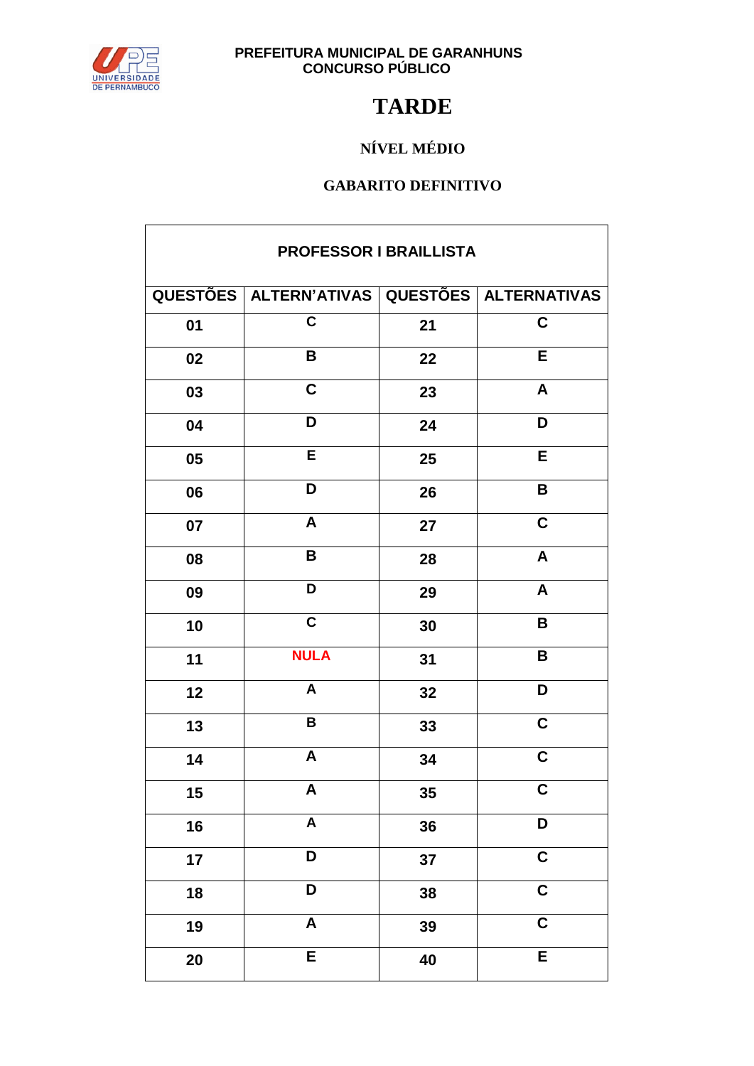**PREFEITURA MUNICIPAL DE GARANHUNS**
**CONCURSO PÚBLICO**

# TARDE

## NÍVEL MÉDIO

### GABARITO DEFINITIVO

| PROFESSOR I BRAILLISTA | | | |
|---|---|---|---|
| **QUESTÕES** | **ALTERN'ATIVAS** | **QUESTÕES** | **ALTERNATIVAS** |
| 01 | C | 21 | C |
| 02 | B | 22 | E |
| 03 | C | 23 | A |
| 04 | D | 24 | D |
| 05 | E | 25 | E |
| 06 | D | 26 | B |
| 07 | A | 27 | C |
| 08 | B | 28 | A |
| 09 | D | 29 | A |
| 10 | C | 30 | B |
| 11 | NULA | 31 | B |
| 12 | A | 32 | D |
| 13 | B | 33 | C |
| 14 | A | 34 | C |
| 15 | A | 35 | C |
| 16 | A | 36 | D |
| 17 | D | 37 | C |
| 18 | D | 38 | C |
| 19 | A | 39 | C |
| 20 | E | 40 | E |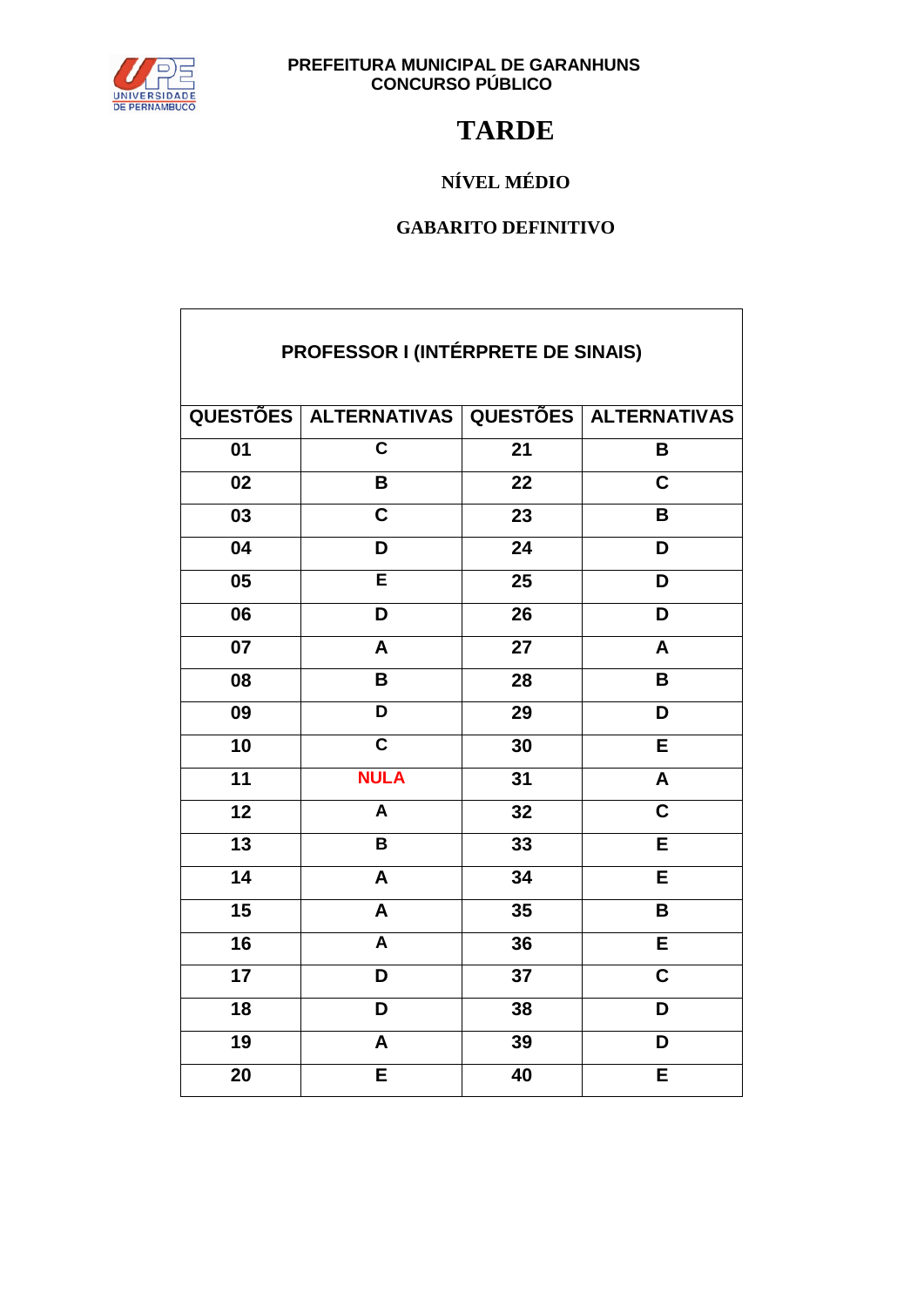PREFEITURA MUNICIPAL DE GARANHUNS
CONCURSO PÚBLICO

# TARDE

## NÍVEL MÉDIO

## GABARITO DEFINITIVO

| PROFESSOR I (INTÉRPRETE DE SINAIS) | | | |
|---|---|---|---|
| QUESTÕES | ALTERNATIVAS | QUESTÕES | ALTERNATIVAS |
| 01 | C | 21 | B |
| 02 | B | 22 | C |
| 03 | C | 23 | B |
| 04 | D | 24 | D |
| 05 | E | 25 | D |
| 06 | D | 26 | D |
| 07 | A | 27 | A |
| 08 | B | 28 | B |
| 09 | D | 29 | D |
| 10 | C | 30 | E |
| 11 | NULA | 31 | A |
| 12 | A | 32 | C |
| 13 | B | 33 | E |
| 14 | A | 34 | E |
| 15 | A | 35 | B |
| 16 | A | 36 | E |
| 17 | D | 37 | C |
| 18 | D | 38 | D |
| 19 | A | 39 | D |
| 20 | E | 40 | E |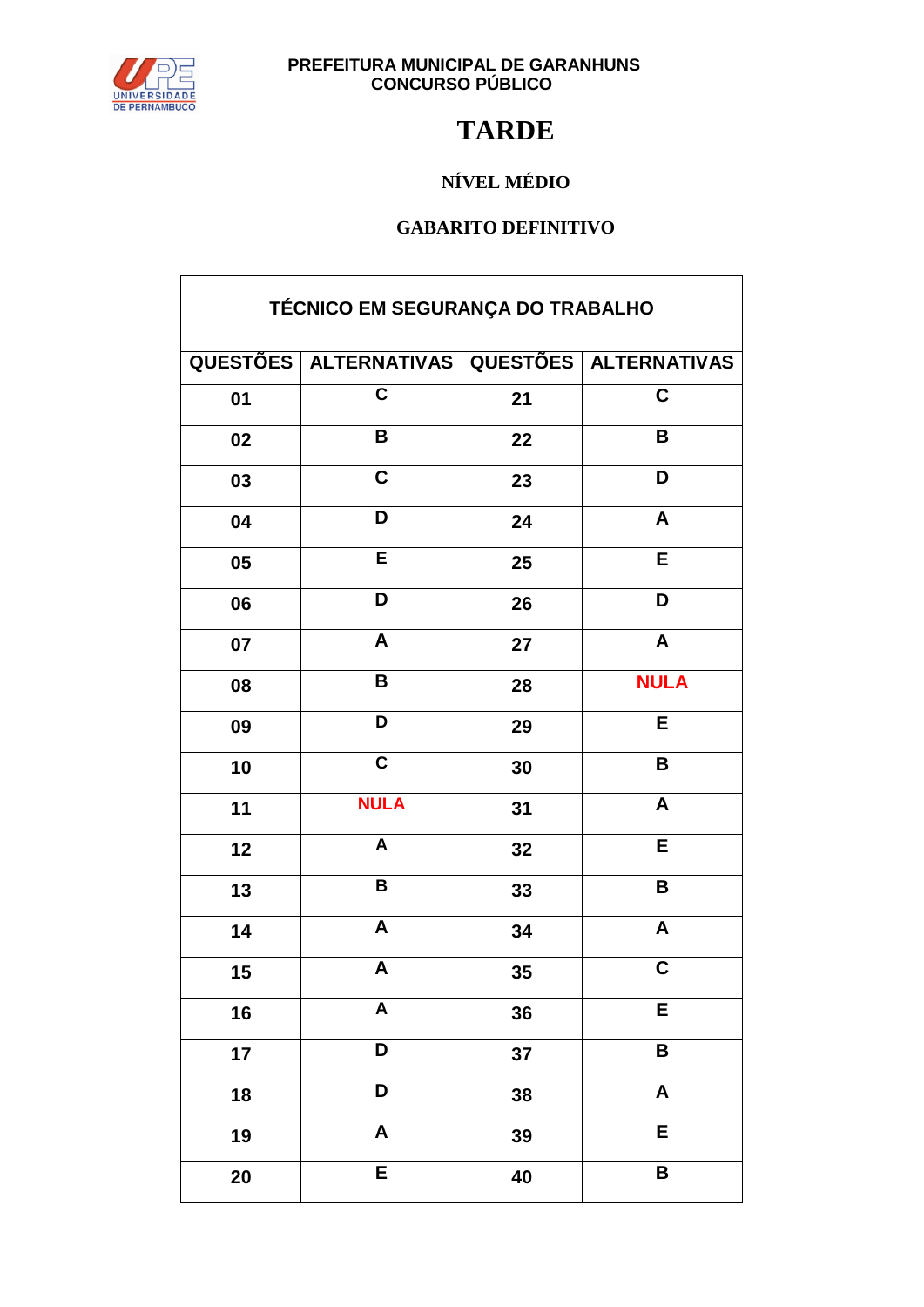**PREFEITURA MUNICIPAL DE GARANHUNS**
**CONCURSO PÚBLICO**

# TARDE

## NÍVEL MÉDIO

## GABARITO DEFINITIVO

| TÉCNICO EM SEGURANÇA DO TRABALHO | | | |
|---|---|---|---|
| QUESTÕES | ALTERNATIVAS | QUESTÕES | ALTERNATIVAS |
| 01 | C | 21 | C |
| 02 | B | 22 | B |
| 03 | C | 23 | D |
| 04 | D | 24 | A |
| 05 | E | 25 | E |
| 06 | D | 26 | D |
| 07 | A | 27 | A |
| 08 | B | 28 | NULA |
| 09 | D | 29 | E |
| 10 | C | 30 | B |
| 11 | NULA | 31 | A |
| 12 | A | 32 | E |
| 13 | B | 33 | B |
| 14 | A | 34 | A |
| 15 | A | 35 | C |
| 16 | A | 36 | E |
| 17 | D | 37 | B |
| 18 | D | 38 | A |
| 19 | A | 39 | E |
| 20 | E | 40 | B |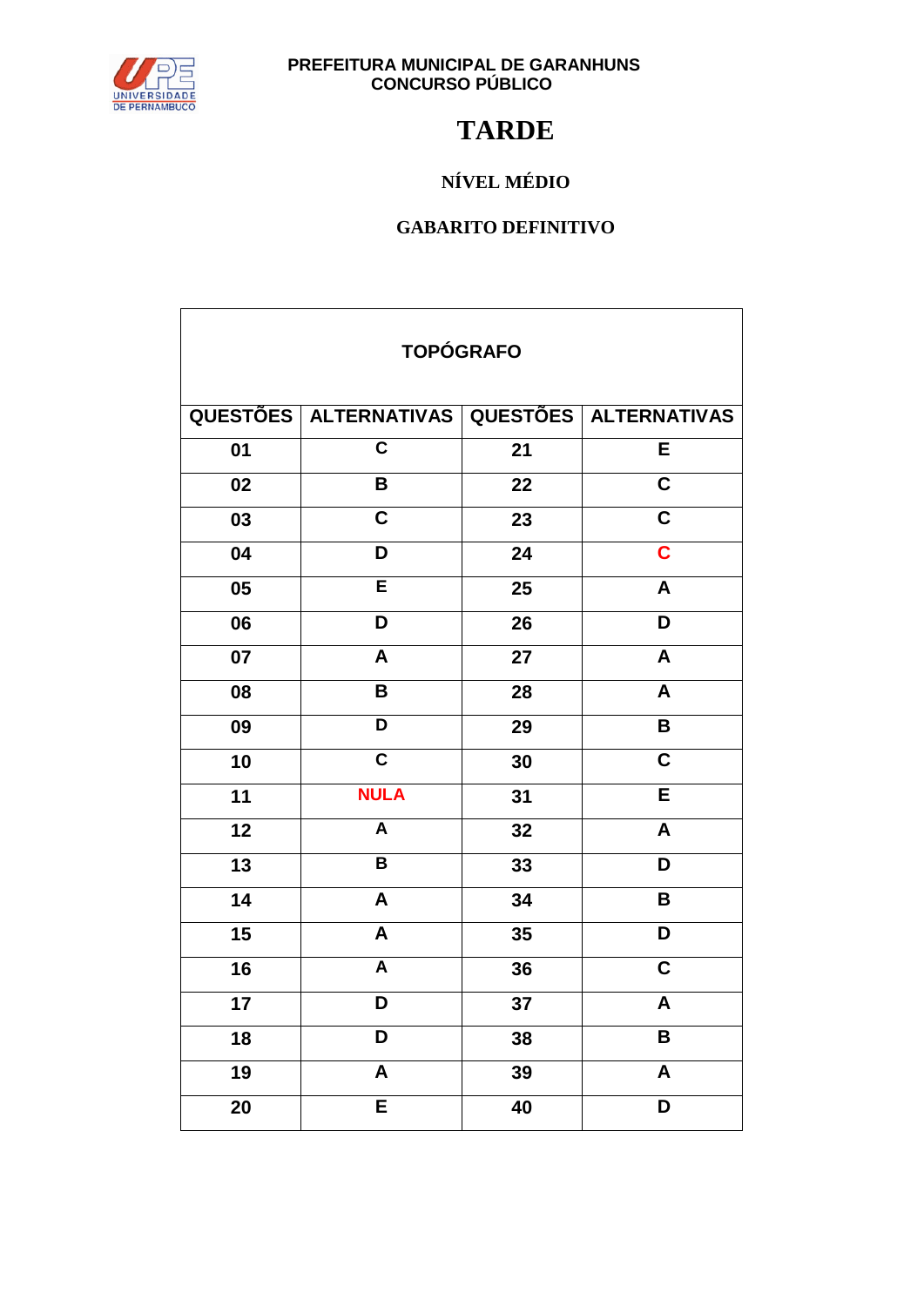PREFEITURA MUNICIPAL DE GARANHUNS
CONCURSO PÚBLICO

# TARDE

## NÍVEL MÉDIO

## GABARITO DEFINITIVO

| TOPÓGRAFO | | | |
|---|---|---|---|
| **QUESTÕES** | **ALTERNATIVAS** | **QUESTÕES** | **ALTERNATIVAS** |
| 01 | C | 21 | E |
| 02 | B | 22 | C |
| 03 | C | 23 | C |
| 04 | D | 24 | C |
| 05 | E | 25 | A |
| 06 | D | 26 | D |
| 07 | A | 27 | A |
| 08 | B | 28 | A |
| 09 | D | 29 | B |
| 10 | C | 30 | C |
| 11 | NULA | 31 | E |
| 12 | A | 32 | A |
| 13 | B | 33 | D |
| 14 | A | 34 | B |
| 15 | A | 35 | D |
| 16 | A | 36 | C |
| 17 | D | 37 | A |
| 18 | D | 38 | B |
| 19 | A | 39 | A |
| 20 | E | 40 | D |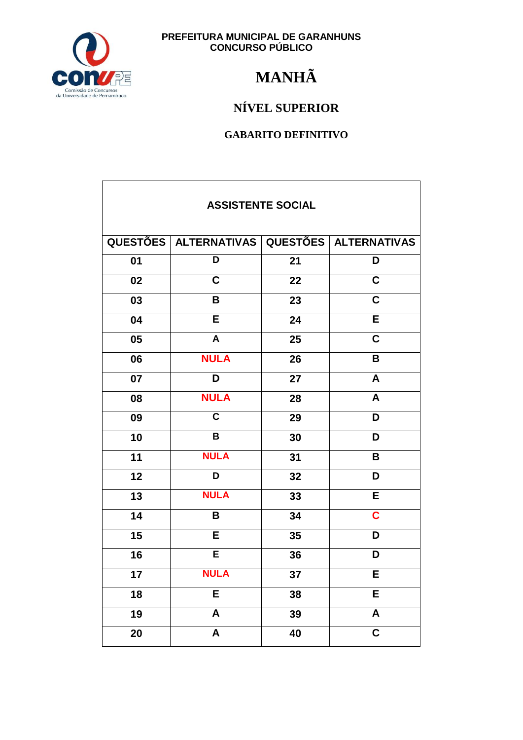PREFEITURA MUNICIPAL DE GARANHUNS
CONCURSO PÚBLICO

# MANHÃ

## NÍVEL SUPERIOR

### GABARITO DEFINITIVO

| ASSISTENTE SOCIAL | | | |
|---|---|---|---|
| QUESTÕES | ALTERNATIVAS | QUESTÕES | ALTERNATIVAS |
| 01 | D | 21 | D |
| 02 | C | 22 | C |
| 03 | B | 23 | C |
| 04 | E | 24 | E |
| 05 | A | 25 | C |
| 06 | NULA | 26 | B |
| 07 | D | 27 | A |
| 08 | NULA | 28 | A |
| 09 | C | 29 | D |
| 10 | B | 30 | D |
| 11 | NULA | 31 | B |
| 12 | D | 32 | D |
| 13 | NULA | 33 | E |
| 14 | B | 34 | C |
| 15 | E | 35 | D |
| 16 | E | 36 | D |
| 17 | NULA | 37 | E |
| 18 | E | 38 | E |
| 19 | A | 39 | A |
| 20 | A | 40 | C |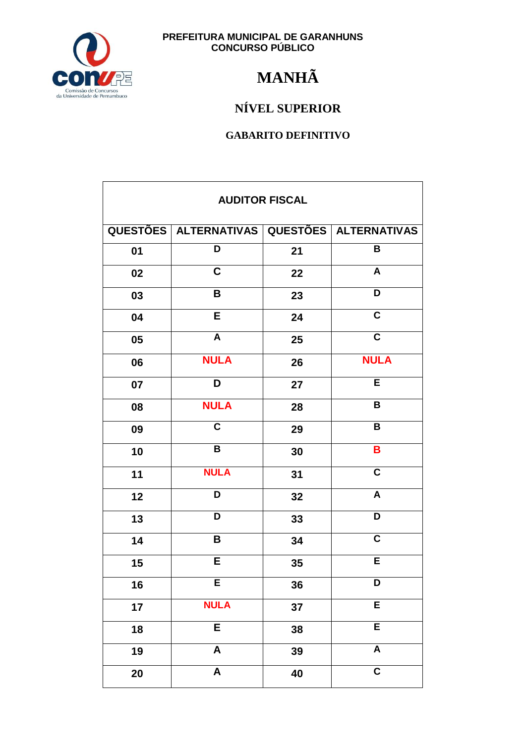PREFEITURA MUNICIPAL DE GARANHUNS
CONCURSO PÚBLICO

# MANHÃ

## NÍVEL SUPERIOR

### GABARITO DEFINITIVO

| AUDITOR FISCAL | | | |
|---|---|---|---|
| **QUESTÕES** | **ALTERNATIVAS** | **QUESTÕES** | **ALTERNATIVAS** |
| 01 | D | 21 | B |
| 02 | C | 22 | A |
| 03 | B | 23 | D |
| 04 | E | 24 | C |
| 05 | A | 25 | C |
| 06 | NULA | 26 | NULA |
| 07 | D | 27 | E |
| 08 | NULA | 28 | B |
| 09 | C | 29 | B |
| 10 | B | 30 | B |
| 11 | NULA | 31 | C |
| 12 | D | 32 | A |
| 13 | D | 33 | D |
| 14 | B | 34 | C |
| 15 | E | 35 | E |
| 16 | E | 36 | D |
| 17 | NULA | 37 | E |
| 18 | E | 38 | E |
| 19 | A | 39 | A |
| 20 | A | 40 | C |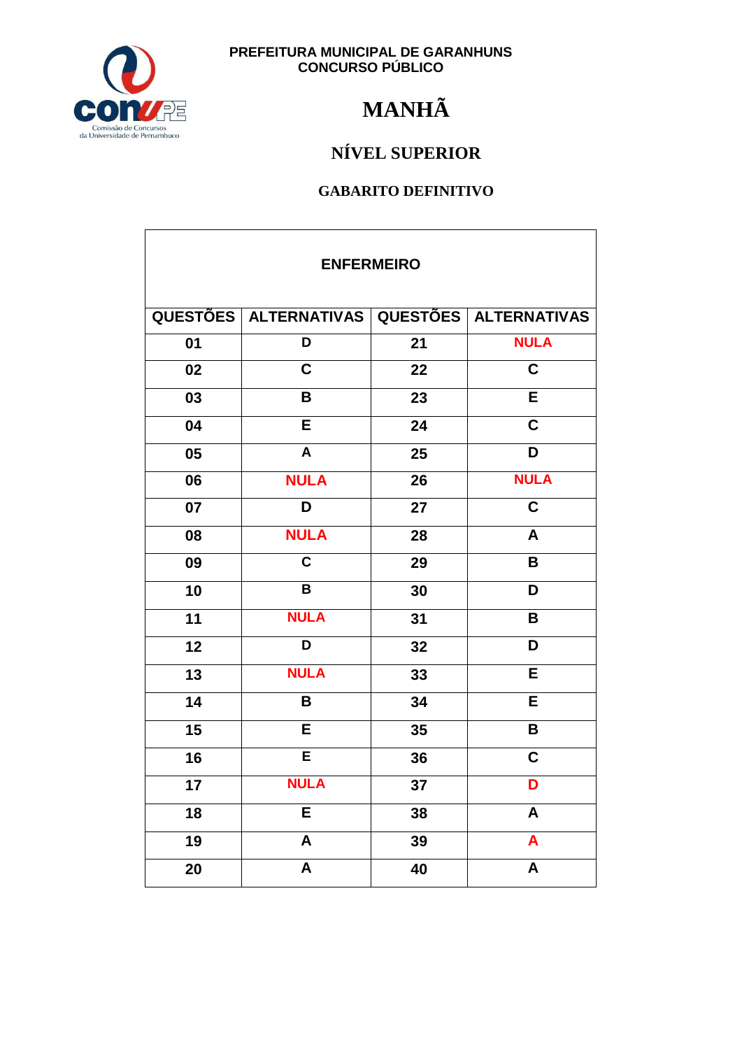PREFEITURA MUNICIPAL DE GARANHUNS
CONCURSO PÚBLICO

# MANHÃ

## NÍVEL SUPERIOR

### GABARITO DEFINITIVO

| ENFERMEIRO | | | |
|---|---|---|---|
| QUESTÕES | ALTERNATIVAS | QUESTÕES | ALTERNATIVAS |
| 01 | D | 21 | NULA |
| 02 | C | 22 | C |
| 03 | B | 23 | E |
| 04 | E | 24 | C |
| 05 | A | 25 | D |
| 06 | NULA | 26 | NULA |
| 07 | D | 27 | C |
| 08 | NULA | 28 | A |
| 09 | C | 29 | B |
| 10 | B | 30 | D |
| 11 | NULA | 31 | B |
| 12 | D | 32 | D |
| 13 | NULA | 33 | E |
| 14 | B | 34 | E |
| 15 | E | 35 | B |
| 16 | E | 36 | C |
| 17 | NULA | 37 | D |
| 18 | E | 38 | A |
| 19 | A | 39 | A |
| 20 | A | 40 | A |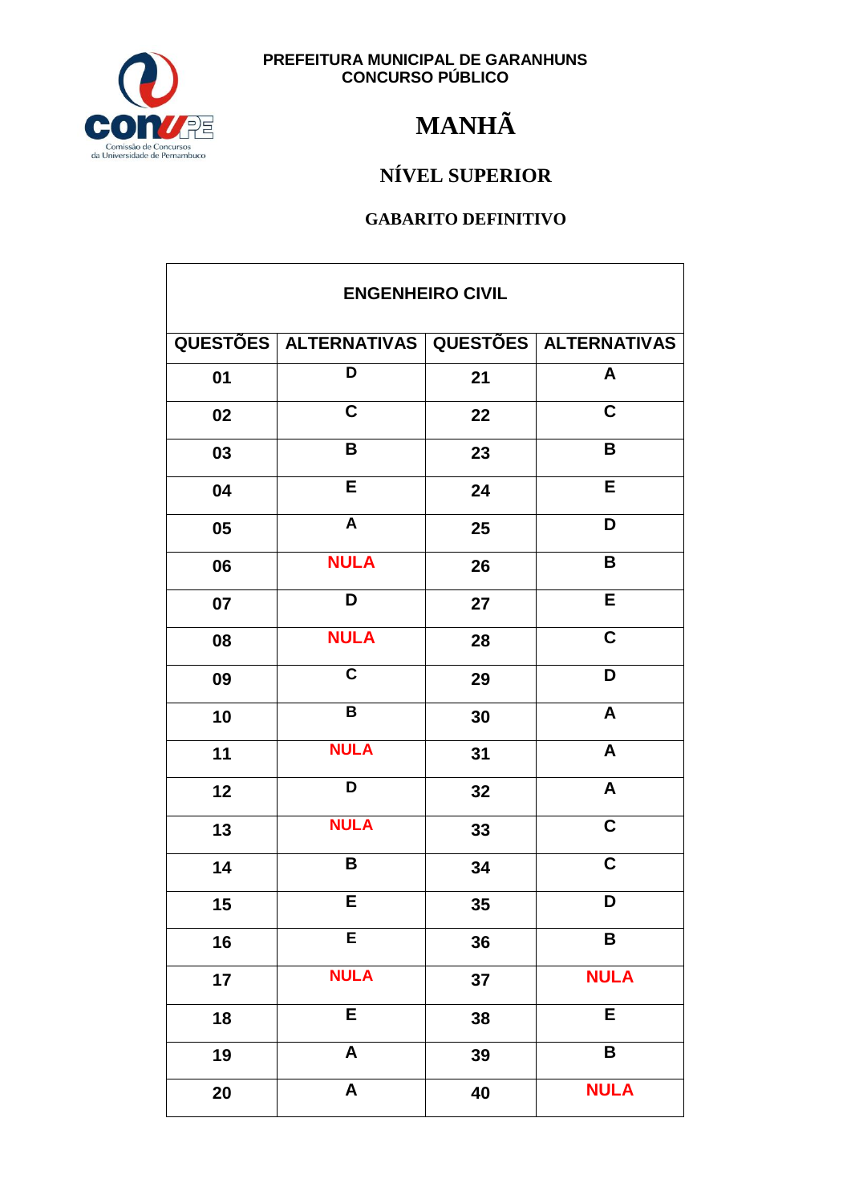PREFEITURA MUNICIPAL DE GARANHUNS
CONCURSO PÚBLICO

# MANHÃ

## NÍVEL SUPERIOR

### GABARITO DEFINITIVO

| ENGENHEIRO CIVIL | | | |
|---|---|---|---|
| QUESTÕES | ALTERNATIVAS | QUESTÕES | ALTERNATIVAS |
| 01 | D | 21 | A |
| 02 | C | 22 | C |
| 03 | B | 23 | B |
| 04 | E | 24 | E |
| 05 | A | 25 | D |
| 06 | NULA | 26 | B |
| 07 | D | 27 | E |
| 08 | NULA | 28 | C |
| 09 | C | 29 | D |
| 10 | B | 30 | A |
| 11 | NULA | 31 | A |
| 12 | D | 32 | A |
| 13 | NULA | 33 | C |
| 14 | B | 34 | C |
| 15 | E | 35 | D |
| 16 | E | 36 | B |
| 17 | NULA | 37 | NULA |
| 18 | E | 38 | E |
| 19 | A | 39 | B |
| 20 | A | 40 | NULA |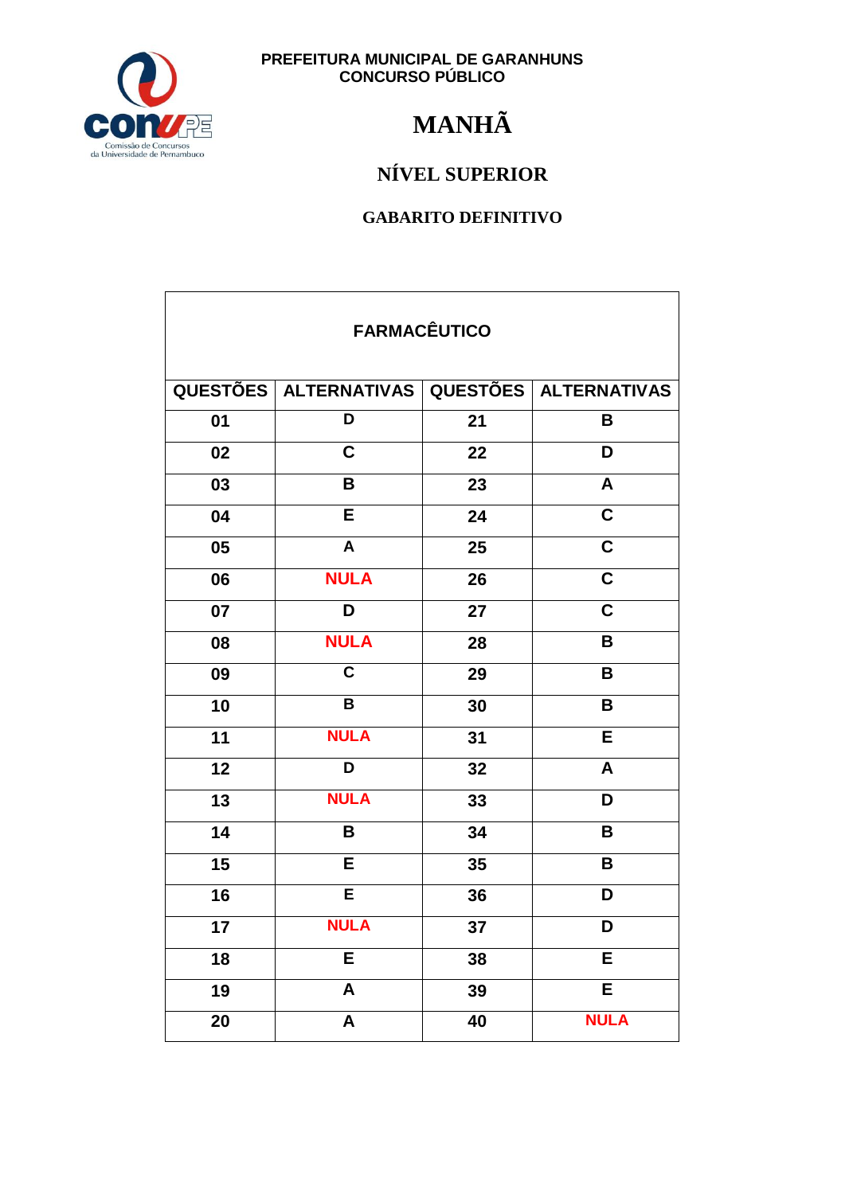PREFEITURA MUNICIPAL DE GARANHUNS
CONCURSO PÚBLICO

# MANHÃ

## NÍVEL SUPERIOR

### GABARITO DEFINITIVO

| FARMACÊUTICO | | | |
|---|---|---|---|
| QUESTÕES | ALTERNATIVAS | QUESTÕES | ALTERNATIVAS |
| 01 | D | 21 | B |
| 02 | C | 22 | D |
| 03 | B | 23 | A |
| 04 | E | 24 | C |
| 05 | A | 25 | C |
| 06 | NULA | 26 | C |
| 07 | D | 27 | C |
| 08 | NULA | 28 | B |
| 09 | C | 29 | B |
| 10 | B | 30 | B |
| 11 | NULA | 31 | E |
| 12 | D | 32 | A |
| 13 | NULA | 33 | D |
| 14 | B | 34 | B |
| 15 | E | 35 | B |
| 16 | E | 36 | D |
| 17 | NULA | 37 | D |
| 18 | E | 38 | E |
| 19 | A | 39 | E |
| 20 | A | 40 | NULA |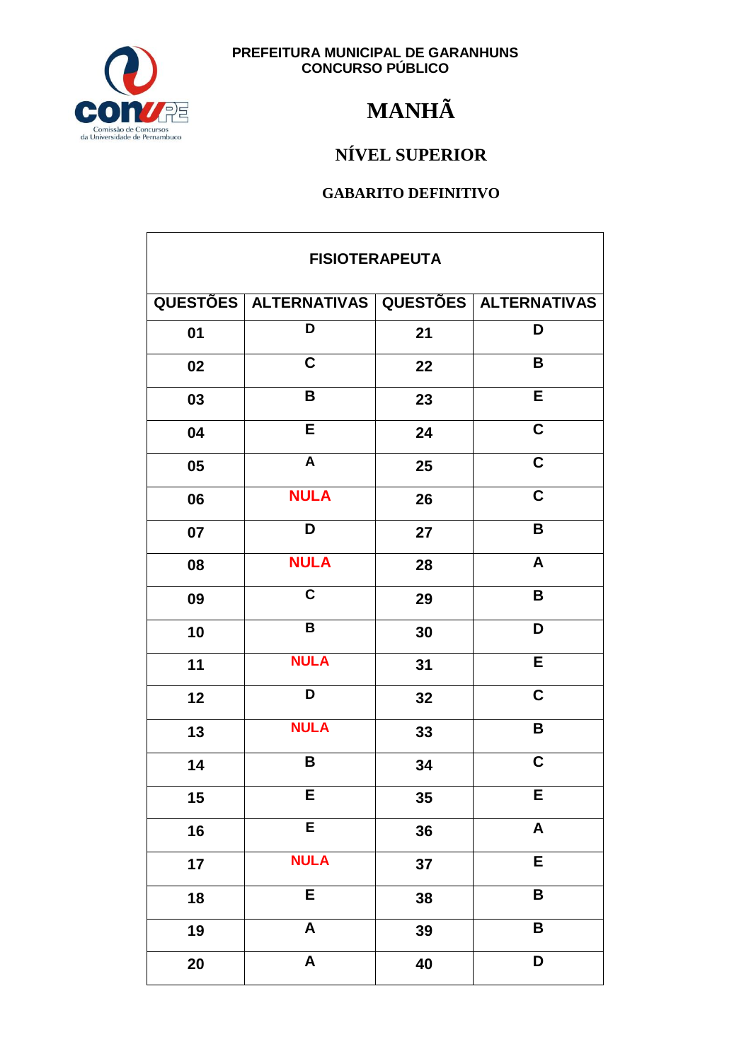PREFEITURA MUNICIPAL DE GARANHUNS
CONCURSO PÚBLICO

# MANHÃ

## NÍVEL SUPERIOR

### GABARITO DEFINITIVO

| FISIOTERAPEUTA | | | |
|---|---|---|---|
| QUESTÕES | ALTERNATIVAS | QUESTÕES | ALTERNATIVAS |
| 01 | D | 21 | D |
| 02 | C | 22 | B |
| 03 | B | 23 | E |
| 04 | E | 24 | C |
| 05 | A | 25 | C |
| 06 | NULA | 26 | C |
| 07 | D | 27 | B |
| 08 | NULA | 28 | A |
| 09 | C | 29 | B |
| 10 | B | 30 | D |
| 11 | NULA | 31 | E |
| 12 | D | 32 | C |
| 13 | NULA | 33 | B |
| 14 | B | 34 | C |
| 15 | E | 35 | E |
| 16 | E | 36 | A |
| 17 | NULA | 37 | E |
| 18 | E | 38 | B |
| 19 | A | 39 | B |
| 20 | A | 40 | D |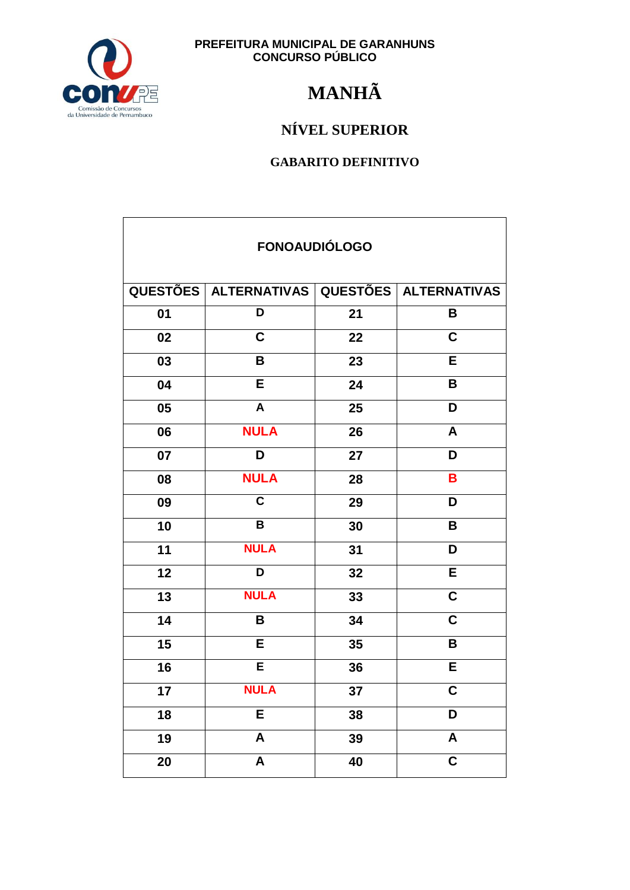PREFEITURA MUNICIPAL DE GARANHUNS
CONCURSO PÚBLICO

# MANHÃ

## NÍVEL SUPERIOR

### GABARITO DEFINITIVO

| FONOAUDIÓLOGO | | | |
|---|---|---|---|
| QUESTÕES | ALTERNATIVAS | QUESTÕES | ALTERNATIVAS |
| 01 | D | 21 | B |
| 02 | C | 22 | C |
| 03 | B | 23 | E |
| 04 | E | 24 | B |
| 05 | A | 25 | D |
| 06 | NULA | 26 | A |
| 07 | D | 27 | D |
| 08 | NULA | 28 | B |
| 09 | C | 29 | D |
| 10 | B | 30 | B |
| 11 | NULA | 31 | D |
| 12 | D | 32 | E |
| 13 | NULA | 33 | C |
| 14 | B | 34 | C |
| 15 | E | 35 | B |
| 16 | E | 36 | E |
| 17 | NULA | 37 | C |
| 18 | E | 38 | D |
| 19 | A | 39 | A |
| 20 | A | 40 | C |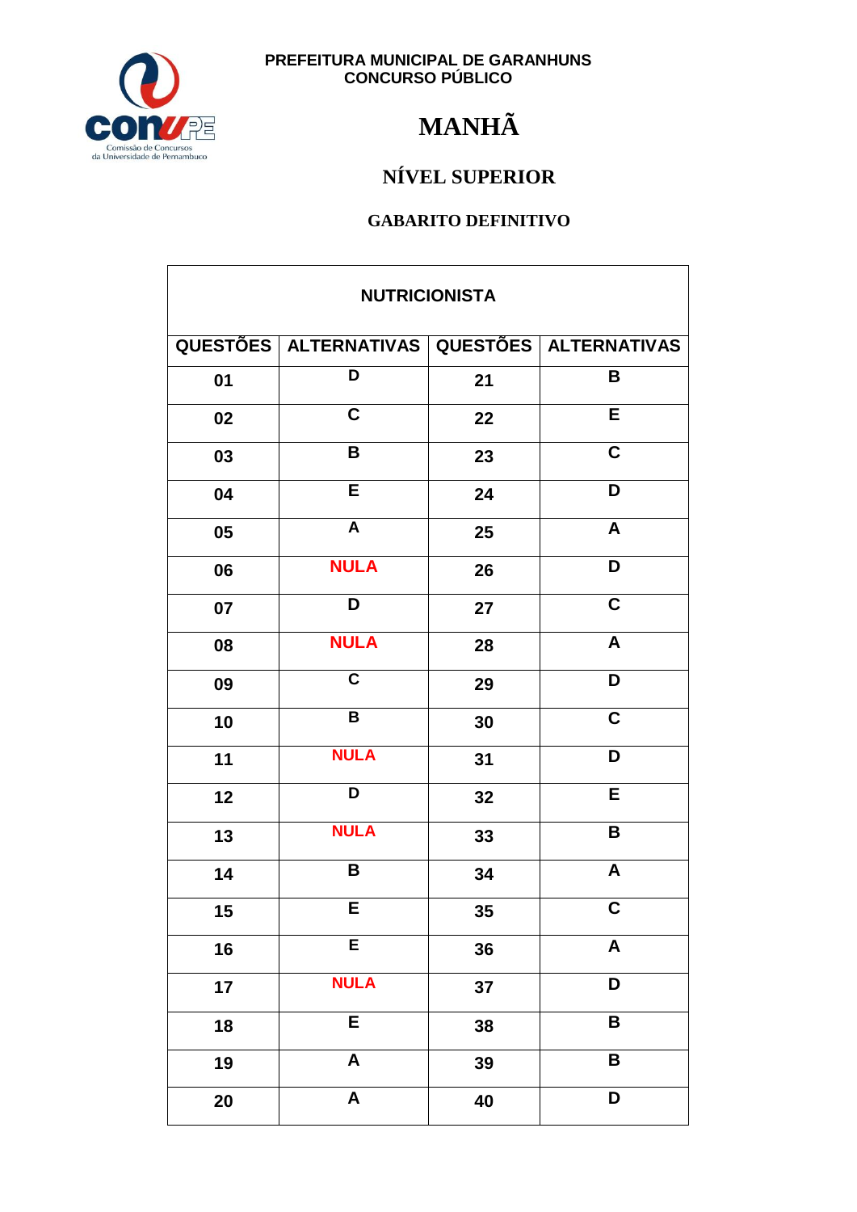PREFEITURA MUNICIPAL DE GARANHUNS
CONCURSO PÚBLICO

# MANHÃ

## NÍVEL SUPERIOR

### GABARITO DEFINITIVO

| NUTRICIONISTA | | | |
|---|---|---|---|
| QUESTÕES | ALTERNATIVAS | QUESTÕES | ALTERNATIVAS |
| 01 | D | 21 | B |
| 02 | C | 22 | E |
| 03 | B | 23 | C |
| 04 | E | 24 | D |
| 05 | A | 25 | A |
| 06 | NULA | 26 | D |
| 07 | D | 27 | C |
| 08 | NULA | 28 | A |
| 09 | C | 29 | D |
| 10 | B | 30 | C |
| 11 | NULA | 31 | D |
| 12 | D | 32 | E |
| 13 | NULA | 33 | B |
| 14 | B | 34 | A |
| 15 | E | 35 | C |
| 16 | E | 36 | A |
| 17 | NULA | 37 | D |
| 18 | E | 38 | B |
| 19 | A | 39 | B |
| 20 | A | 40 | D |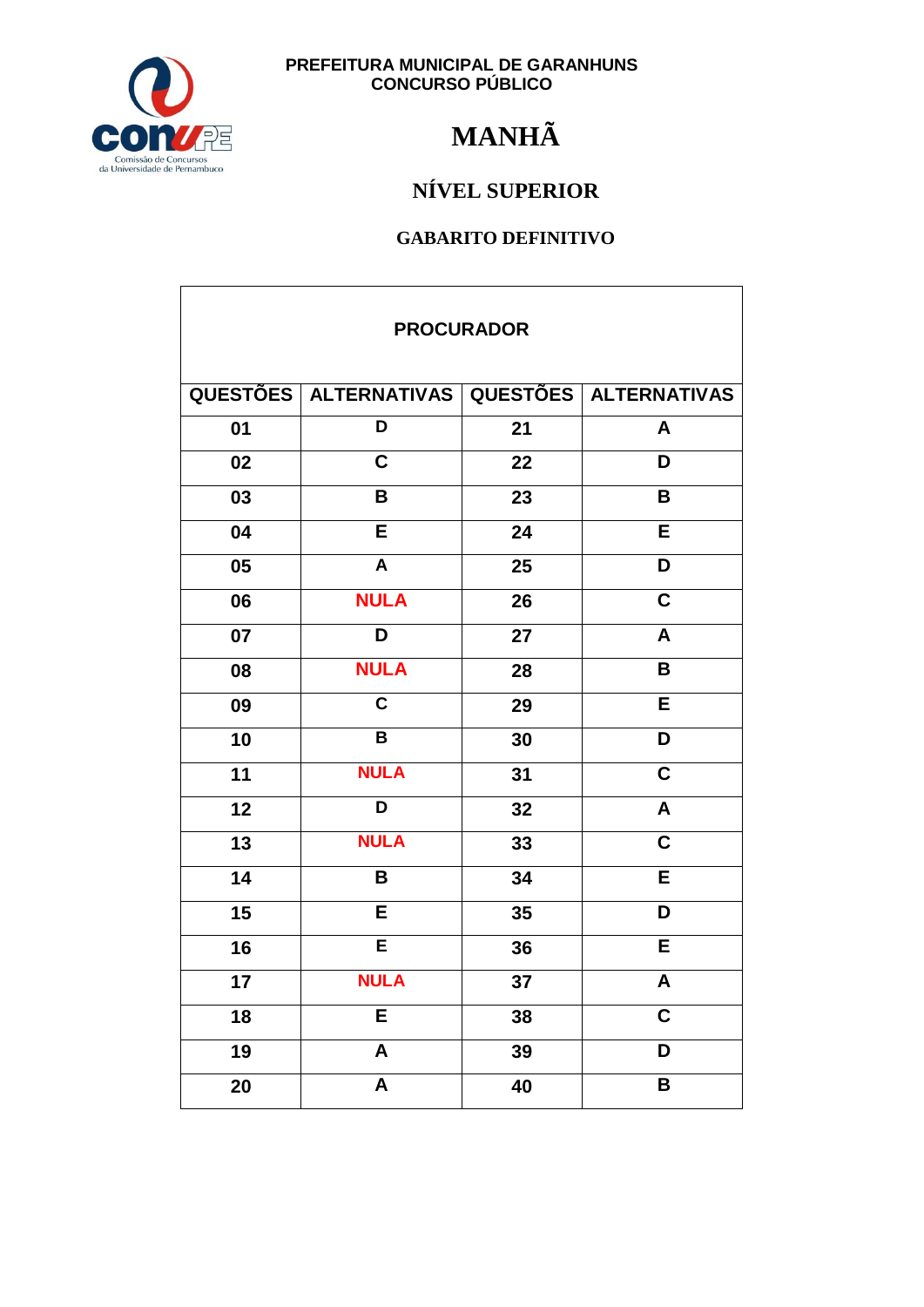PREFEITURA MUNICIPAL DE GARANHUNS
CONCURSO PÚBLICO

# MANHÃ

## NÍVEL SUPERIOR

### GABARITO DEFINITIVO

| PROCURADOR | | | |
|---|---|---|---|
| QUESTÕES | ALTERNATIVAS | QUESTÕES | ALTERNATIVAS |
| 01 | D | 21 | A |
| 02 | C | 22 | D |
| 03 | B | 23 | B |
| 04 | E | 24 | E |
| 05 | A | 25 | D |
| 06 | NULA | 26 | C |
| 07 | D | 27 | A |
| 08 | NULA | 28 | B |
| 09 | C | 29 | E |
| 10 | B | 30 | D |
| 11 | NULA | 31 | C |
| 12 | D | 32 | A |
| 13 | NULA | 33 | C |
| 14 | B | 34 | E |
| 15 | E | 35 | D |
| 16 | E | 36 | E |
| 17 | NULA | 37 | A |
| 18 | E | 38 | C |
| 19 | A | 39 | D |
| 20 | A | 40 | B |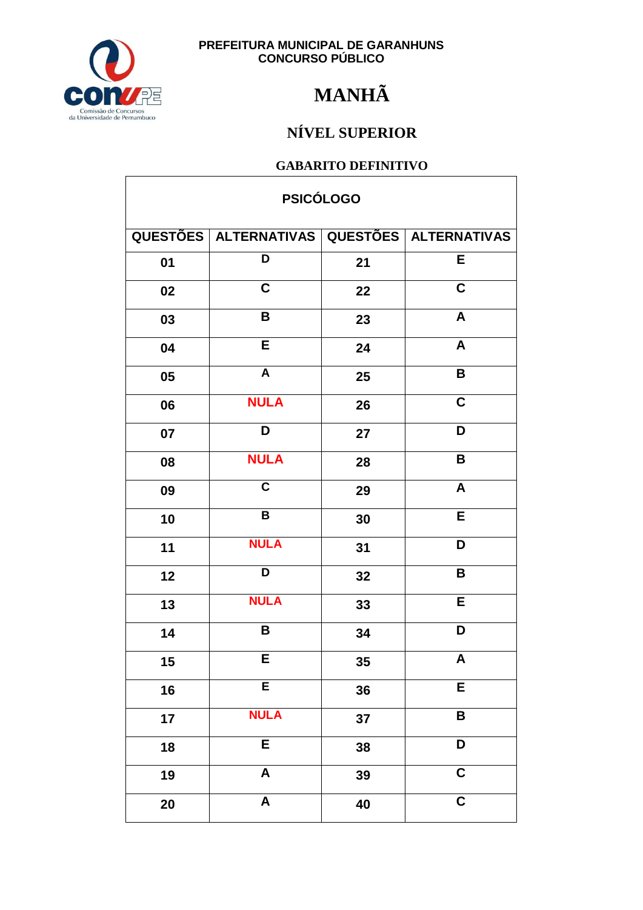PREFEITURA MUNICIPAL DE GARANHUNS
CONCURSO PÚBLICO

# MANHÃ

## NÍVEL SUPERIOR

### GABARITO DEFINITIVO

| PSICÓLOGO | | | |
|---|---|---|---|
| QUESTÕES | ALTERNATIVAS | QUESTÕES | ALTERNATIVAS |
| 01 | D | 21 | E |
| 02 | C | 22 | C |
| 03 | B | 23 | A |
| 04 | E | 24 | A |
| 05 | A | 25 | B |
| 06 | NULA | 26 | C |
| 07 | D | 27 | D |
| 08 | NULA | 28 | B |
| 09 | C | 29 | A |
| 10 | B | 30 | E |
| 11 | NULA | 31 | D |
| 12 | D | 32 | B |
| 13 | NULA | 33 | E |
| 14 | B | 34 | D |
| 15 | E | 35 | A |
| 16 | E | 36 | E |
| 17 | NULA | 37 | B |
| 18 | E | 38 | D |
| 19 | A | 39 | C |
| 20 | A | 40 | C |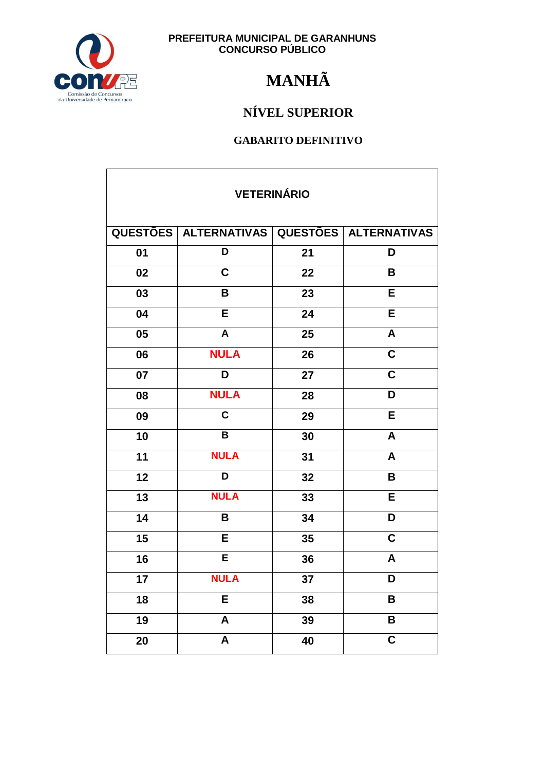PREFEITURA MUNICIPAL DE GARANHUNS
CONCURSO PÚBLICO

# MANHÃ

## NÍVEL SUPERIOR

### GABARITO DEFINITIVO

| VETERINÁRIO | | | |
|---|---|---|---|
| QUESTÕES | ALTERNATIVAS | QUESTÕES | ALTERNATIVAS |
| 01 | D | 21 | D |
| 02 | C | 22 | B |
| 03 | B | 23 | E |
| 04 | E | 24 | E |
| 05 | A | 25 | A |
| 06 | NULA | 26 | C |
| 07 | D | 27 | C |
| 08 | NULA | 28 | D |
| 09 | C | 29 | E |
| 10 | B | 30 | A |
| 11 | NULA | 31 | A |
| 12 | D | 32 | B |
| 13 | NULA | 33 | E |
| 14 | B | 34 | D |
| 15 | E | 35 | C |
| 16 | E | 36 | A |
| 17 | NULA | 37 | D |
| 18 | E | 38 | B |
| 19 | A | 39 | B |
| 20 | A | 40 | C |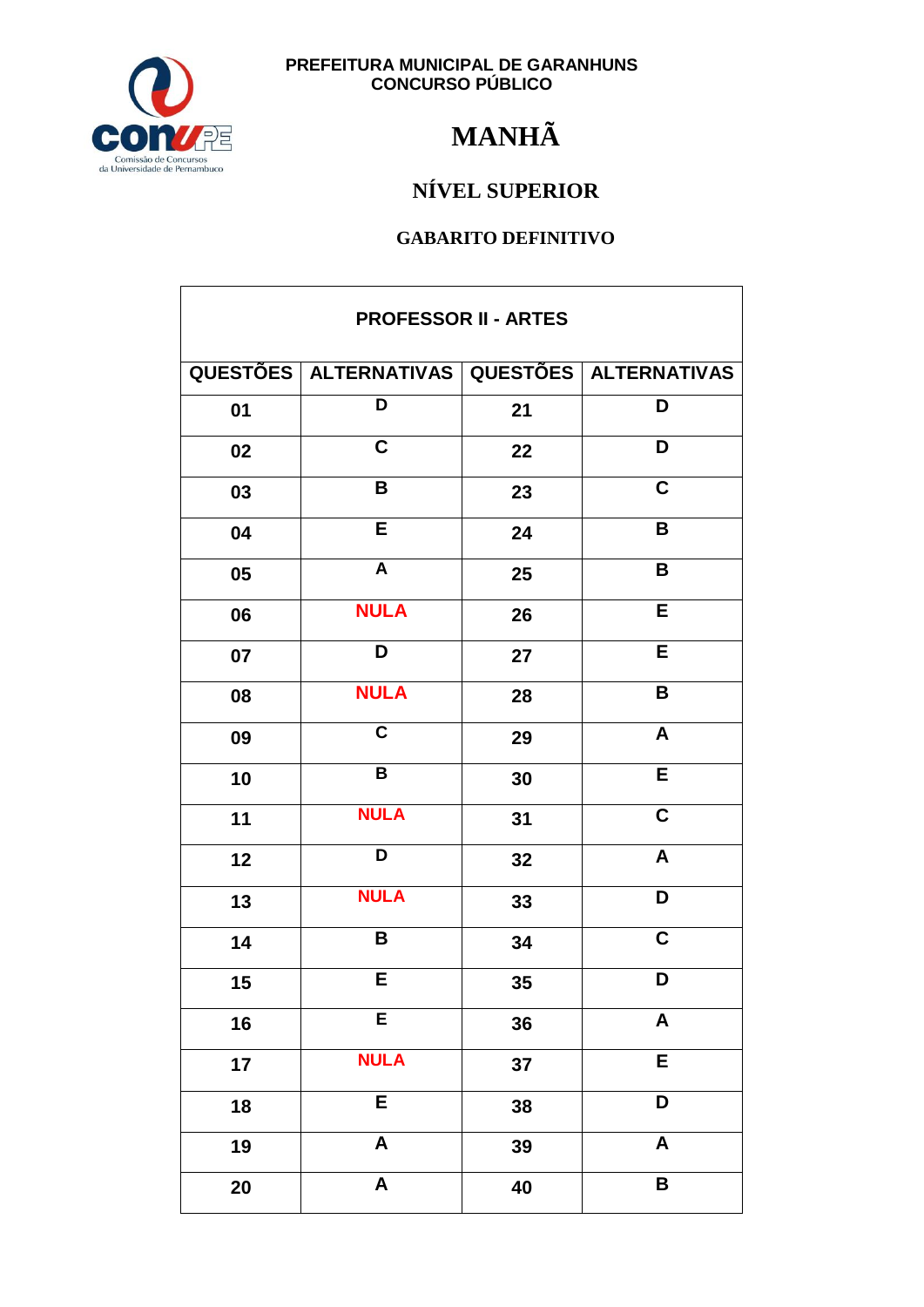PREFEITURA MUNICIPAL DE GARANHUNS
CONCURSO PÚBLICO

# MANHÃ

## NÍVEL SUPERIOR

### GABARITO DEFINITIVO

| PROFESSOR II - ARTES | | | |
|---|---|---|---|
| QUESTÕES | ALTERNATIVAS | QUESTÕES | ALTERNATIVAS |
| 01 | D | 21 | D |
| 02 | C | 22 | D |
| 03 | B | 23 | C |
| 04 | E | 24 | B |
| 05 | A | 25 | B |
| 06 | NULA | 26 | E |
| 07 | D | 27 | E |
| 08 | NULA | 28 | B |
| 09 | C | 29 | A |
| 10 | B | 30 | E |
| 11 | NULA | 31 | C |
| 12 | D | 32 | A |
| 13 | NULA | 33 | D |
| 14 | B | 34 | C |
| 15 | E | 35 | D |
| 16 | E | 36 | A |
| 17 | NULA | 37 | E |
| 18 | E | 38 | D |
| 19 | A | 39 | A |
| 20 | A | 40 | B |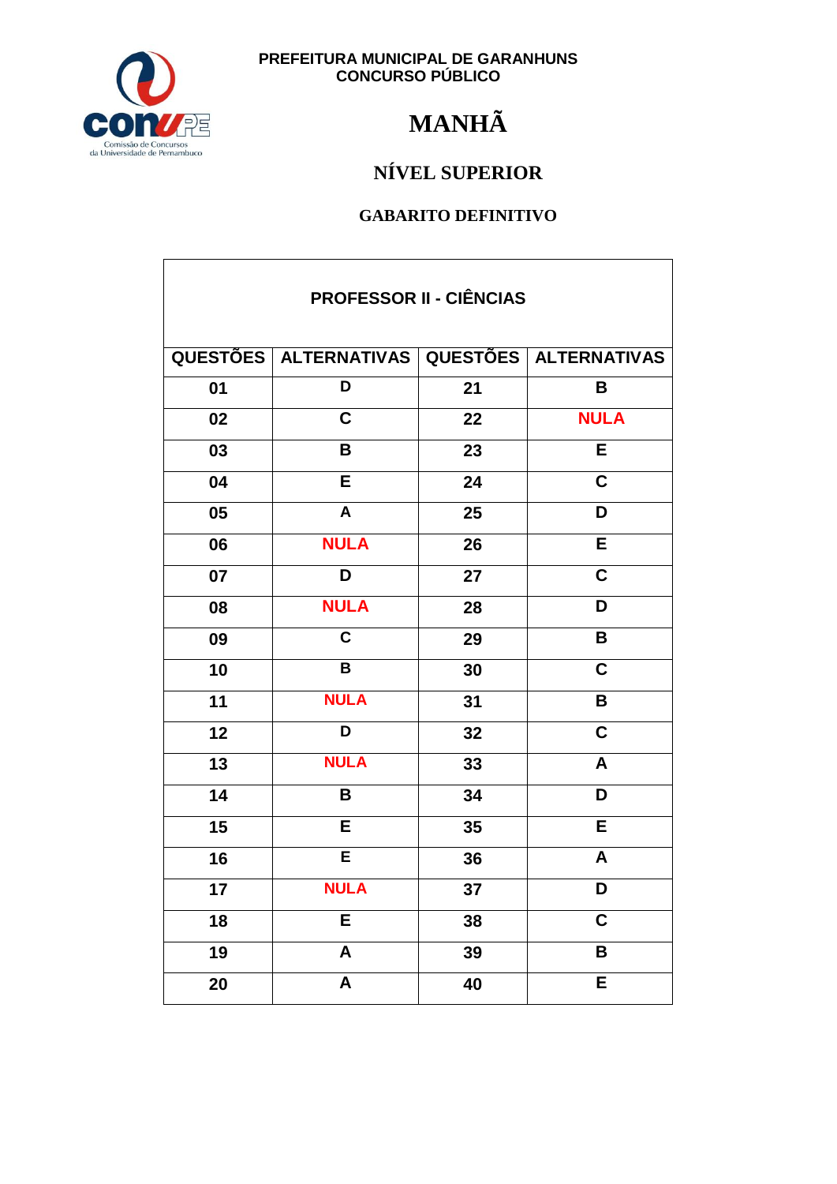PREFEITURA MUNICIPAL DE GARANHUNS
CONCURSO PÚBLICO

# MANHÃ

## NÍVEL SUPERIOR

### GABARITO DEFINITIVO

| PROFESSOR II - CIÊNCIAS | | | |
|---|---|---|---|
| QUESTÕES | ALTERNATIVAS | QUESTÕES | ALTERNATIVAS |
| 01 | D | 21 | B |
| 02 | C | 22 | NULA |
| 03 | B | 23 | E |
| 04 | E | 24 | C |
| 05 | A | 25 | D |
| 06 | NULA | 26 | E |
| 07 | D | 27 | C |
| 08 | NULA | 28 | D |
| 09 | C | 29 | B |
| 10 | B | 30 | C |
| 11 | NULA | 31 | B |
| 12 | D | 32 | C |
| 13 | NULA | 33 | A |
| 14 | B | 34 | D |
| 15 | E | 35 | E |
| 16 | E | 36 | A |
| 17 | NULA | 37 | D |
| 18 | E | 38 | C |
| 19 | A | 39 | B |
| 20 | A | 40 | E |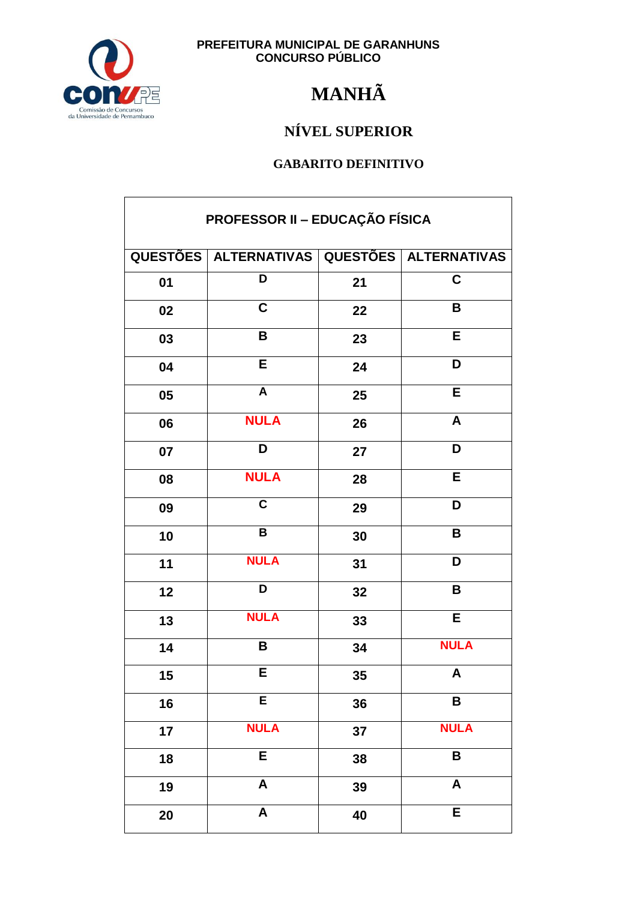PREFEITURA MUNICIPAL DE GARANHUNS
CONCURSO PÚBLICO

# MANHÃ

## NÍVEL SUPERIOR

### GABARITO DEFINITIVO

| PROFESSOR II – EDUCAÇÃO FÍSICA | | | |
|---|---|---|---|
| QUESTÕES | ALTERNATIVAS | QUESTÕES | ALTERNATIVAS |
| 01 | D | 21 | C |
| 02 | C | 22 | B |
| 03 | B | 23 | E |
| 04 | E | 24 | D |
| 05 | A | 25 | E |
| 06 | NULA | 26 | A |
| 07 | D | 27 | D |
| 08 | NULA | 28 | E |
| 09 | C | 29 | D |
| 10 | B | 30 | B |
| 11 | NULA | 31 | D |
| 12 | D | 32 | B |
| 13 | NULA | 33 | E |
| 14 | B | 34 | NULA |
| 15 | E | 35 | A |
| 16 | E | 36 | B |
| 17 | NULA | 37 | NULA |
| 18 | E | 38 | B |
| 19 | A | 39 | A |
| 20 | A | 40 | E |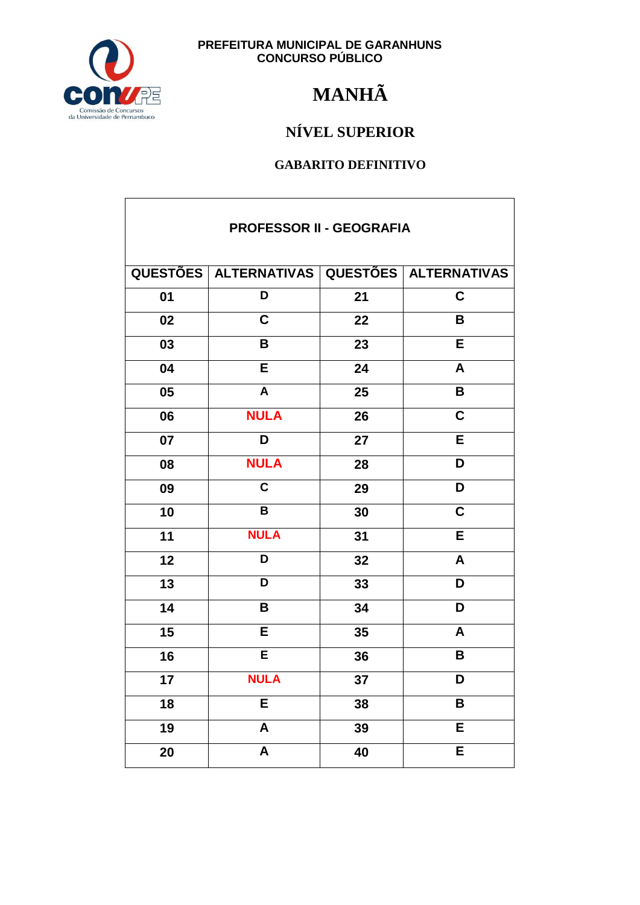PREFEITURA MUNICIPAL DE GARANHUNS
CONCURSO PÚBLICO

# MANHÃ

## NÍVEL SUPERIOR

### GABARITO DEFINITIVO

| PROFESSOR II - GEOGRAFIA | | | |
|---|---|---|---|
| QUESTÕES | ALTERNATIVAS | QUESTÕES | ALTERNATIVAS |
| 01 | D | 21 | C |
| 02 | C | 22 | B |
| 03 | B | 23 | E |
| 04 | E | 24 | A |
| 05 | A | 25 | B |
| 06 | NULA | 26 | C |
| 07 | D | 27 | E |
| 08 | NULA | 28 | D |
| 09 | C | 29 | D |
| 10 | B | 30 | C |
| 11 | NULA | 31 | E |
| 12 | D | 32 | A |
| 13 | D | 33 | D |
| 14 | B | 34 | D |
| 15 | E | 35 | A |
| 16 | E | 36 | B |
| 17 | NULA | 37 | D |
| 18 | E | 38 | B |
| 19 | A | 39 | E |
| 20 | A | 40 | E |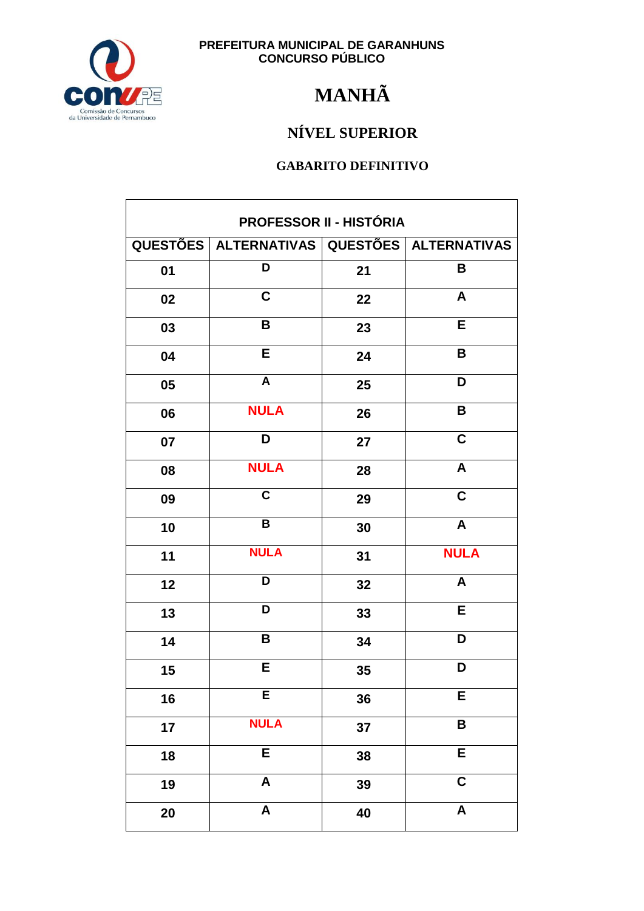PREFEITURA MUNICIPAL DE GARANHUNS
CONCURSO PÚBLICO

# MANHÃ

## NÍVEL SUPERIOR

### GABARITO DEFINITIVO

| PROFESSOR II - HISTÓRIA | | | |
|---|---|---|---|
| QUESTÕES | ALTERNATIVAS | QUESTÕES | ALTERNATIVAS |
| 01 | D | 21 | B |
| 02 | C | 22 | A |
| 03 | B | 23 | E |
| 04 | E | 24 | B |
| 05 | A | 25 | D |
| 06 | NULA | 26 | B |
| 07 | D | 27 | C |
| 08 | NULA | 28 | A |
| 09 | C | 29 | C |
| 10 | B | 30 | A |
| 11 | NULA | 31 | NULA |
| 12 | D | 32 | A |
| 13 | D | 33 | E |
| 14 | B | 34 | D |
| 15 | E | 35 | D |
| 16 | E | 36 | E |
| 17 | NULA | 37 | B |
| 18 | E | 38 | E |
| 19 | A | 39 | C |
| 20 | A | 40 | A |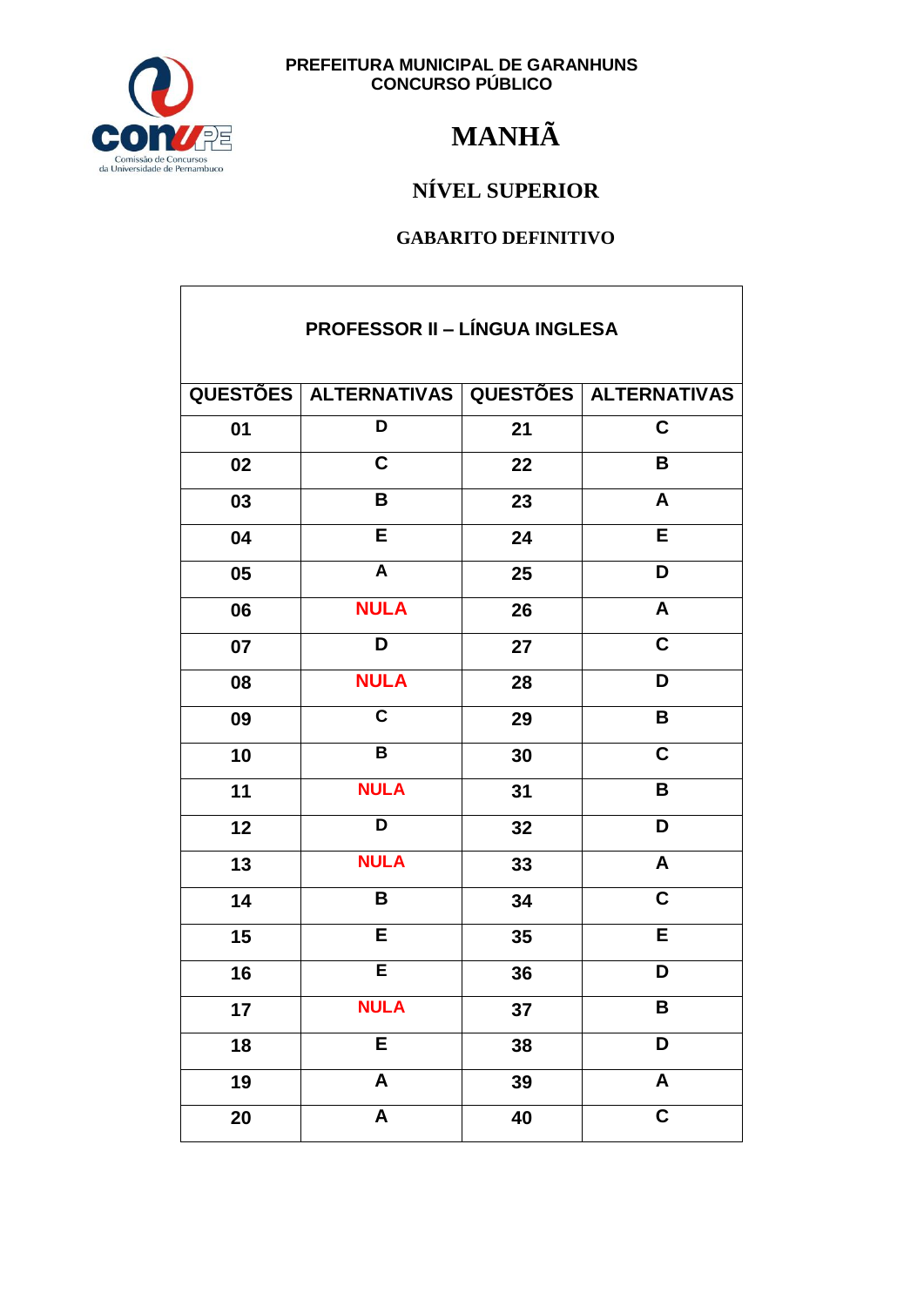PREFEITURA MUNICIPAL DE GARANHUNS
CONCURSO PÚBLICO

# MANHÃ

## NÍVEL SUPERIOR

### GABARITO DEFINITIVO

| PROFESSOR II – LÍNGUA INGLESA | | | |
|---|---|---|---|
| QUESTÕES | ALTERNATIVAS | QUESTÕES | ALTERNATIVAS |
| 01 | D | 21 | C |
| 02 | C | 22 | B |
| 03 | B | 23 | A |
| 04 | E | 24 | E |
| 05 | A | 25 | D |
| 06 | NULA | 26 | A |
| 07 | D | 27 | C |
| 08 | NULA | 28 | D |
| 09 | C | 29 | B |
| 10 | B | 30 | C |
| 11 | NULA | 31 | B |
| 12 | D | 32 | D |
| 13 | NULA | 33 | A |
| 14 | B | 34 | C |
| 15 | E | 35 | E |
| 16 | E | 36 | D |
| 17 | NULA | 37 | B |
| 18 | E | 38 | D |
| 19 | A | 39 | A |
| 20 | A | 40 | C |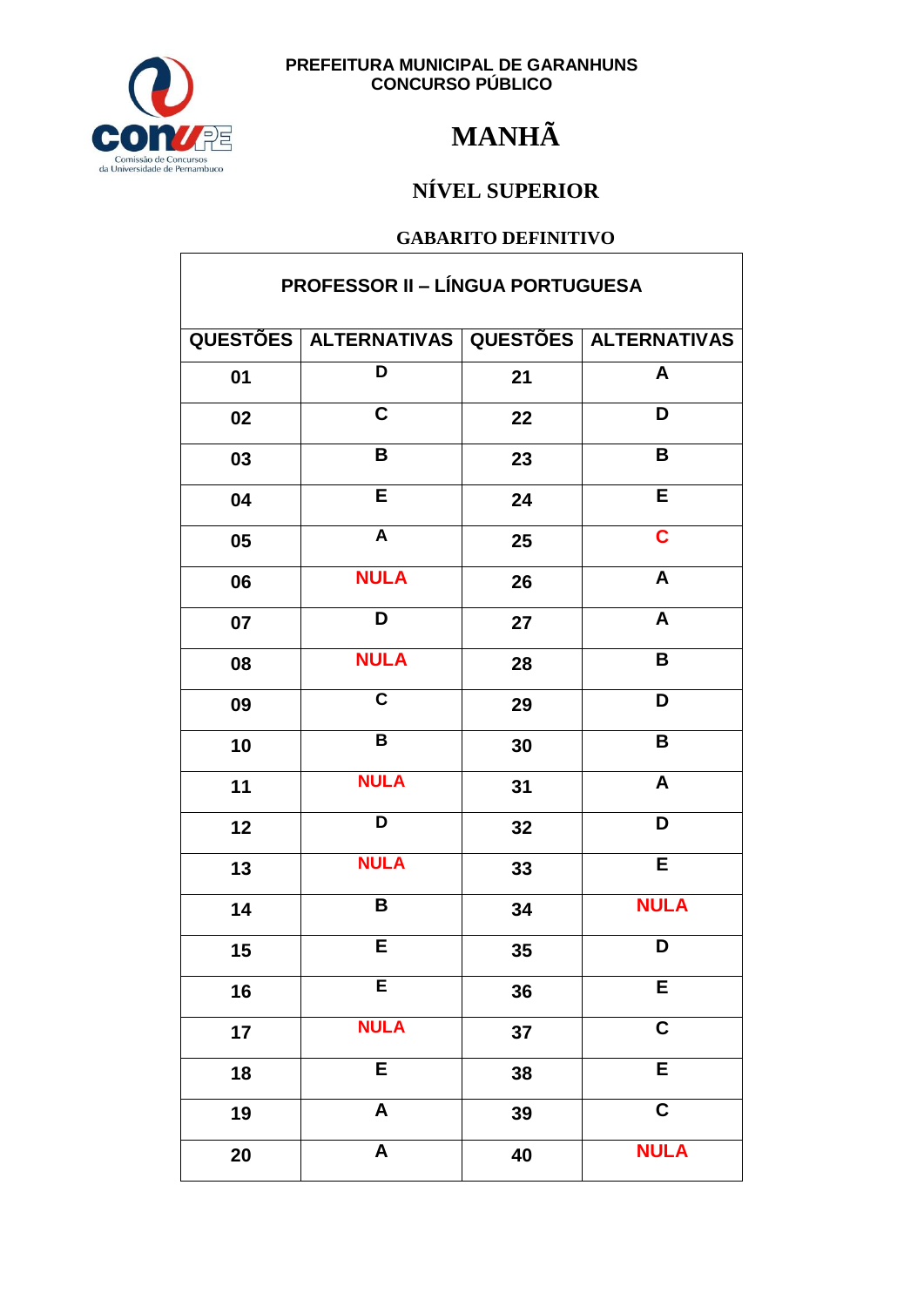PREFEITURA MUNICIPAL DE GARANHUNS
CONCURSO PÚBLICO

# MANHÃ

## NÍVEL SUPERIOR

### GABARITO DEFINITIVO

| PROFESSOR II – LÍNGUA PORTUGUESA | | | |
|---|---|---|---|
| **QUESTÕES** | **ALTERNATIVAS** | **QUESTÕES** | **ALTERNATIVAS** |
| 01 | D | 21 | A |
| 02 | C | 22 | D |
| 03 | B | 23 | B |
| 04 | E | 24 | E |
| 05 | A | 25 | C |
| 06 | NULA | 26 | A |
| 07 | D | 27 | A |
| 08 | NULA | 28 | B |
| 09 | C | 29 | D |
| 10 | B | 30 | B |
| 11 | NULA | 31 | A |
| 12 | D | 32 | D |
| 13 | NULA | 33 | E |
| 14 | B | 34 | NULA |
| 15 | E | 35 | D |
| 16 | E | 36 | E |
| 17 | NULA | 37 | C |
| 18 | E | 38 | E |
| 19 | A | 39 | C |
| 20 | A | 40 | NULA |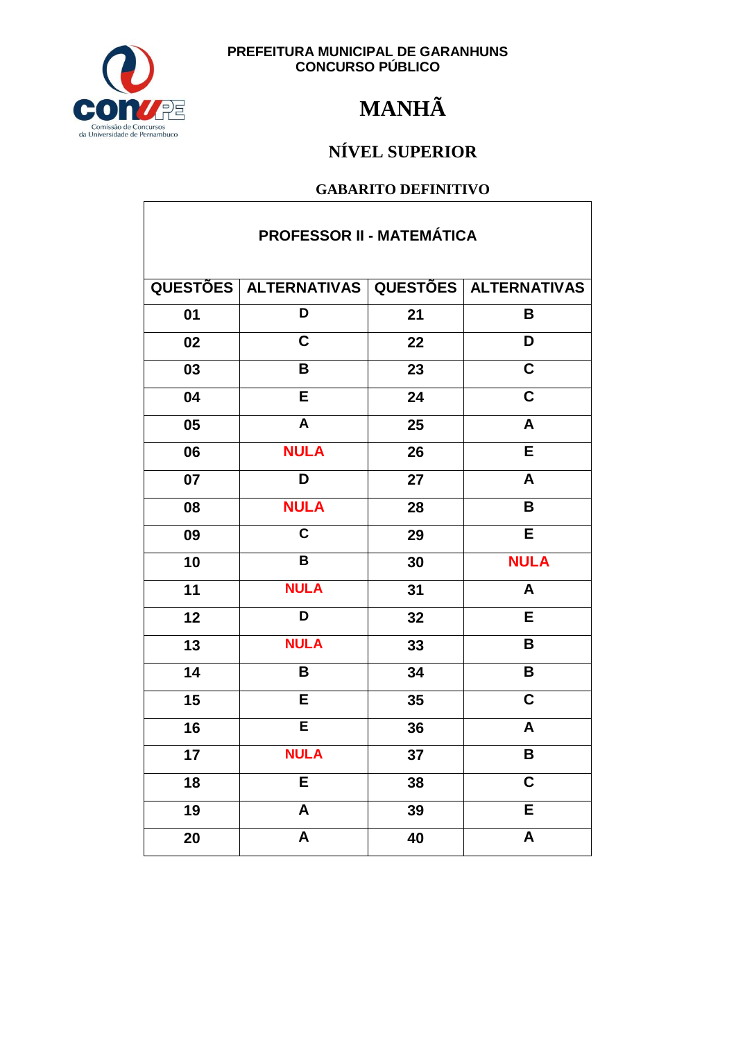PREFEITURA MUNICIPAL DE GARANHUNS
CONCURSO PÚBLICO

# MANHÃ

## NÍVEL SUPERIOR

### GABARITO DEFINITIVO

| PROFESSOR II - MATEMÁTICA | | | |
|---|---|---|---|
| **QUESTÕES** | **ALTERNATIVAS** | **QUESTÕES** | **ALTERNATIVAS** |
| 01 | D | 21 | B |
| 02 | C | 22 | D |
| 03 | B | 23 | C |
| 04 | E | 24 | C |
| 05 | A | 25 | A |
| 06 | NULA | 26 | E |
| 07 | D | 27 | A |
| 08 | NULA | 28 | B |
| 09 | C | 29 | E |
| 10 | B | 30 | NULA |
| 11 | NULA | 31 | A |
| 12 | D | 32 | E |
| 13 | NULA | 33 | B |
| 14 | B | 34 | B |
| 15 | E | 35 | C |
| 16 | E | 36 | A |
| 17 | NULA | 37 | B |
| 18 | E | 38 | C |
| 19 | A | 39 | E |
| 20 | A | 40 | A |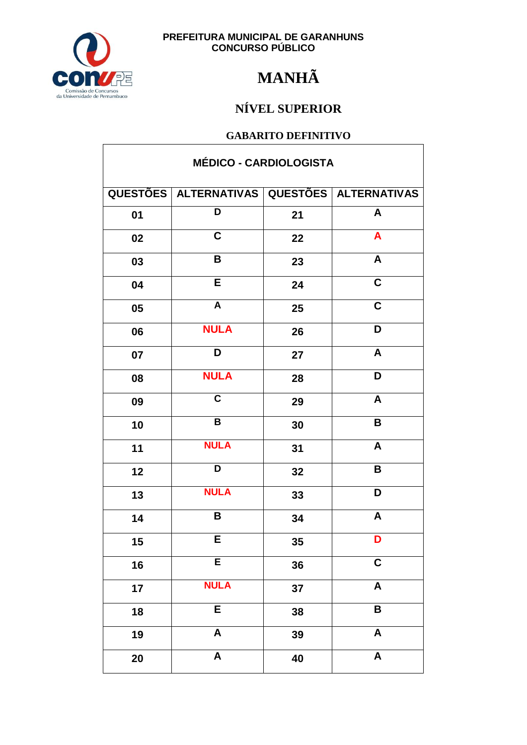PREFEITURA MUNICIPAL DE GARANHUNS
CONCURSO PÚBLICO

# MANHÃ

## NÍVEL SUPERIOR

### GABARITO DEFINITIVO

| MÉDICO - CARDIOLOGISTA | | | |
|---|---|---|---|
| QUESTÕES | ALTERNATIVAS | QUESTÕES | ALTERNATIVAS |
| 01 | D | 21 | A |
| 02 | C | 22 | A |
| 03 | B | 23 | A |
| 04 | E | 24 | C |
| 05 | A | 25 | C |
| 06 | NULA | 26 | D |
| 07 | D | 27 | A |
| 08 | NULA | 28 | D |
| 09 | C | 29 | A |
| 10 | B | 30 | B |
| 11 | NULA | 31 | A |
| 12 | D | 32 | B |
| 13 | NULA | 33 | D |
| 14 | B | 34 | A |
| 15 | E | 35 | D |
| 16 | E | 36 | C |
| 17 | NULA | 37 | A |
| 18 | E | 38 | B |
| 19 | A | 39 | A |
| 20 | A | 40 | A |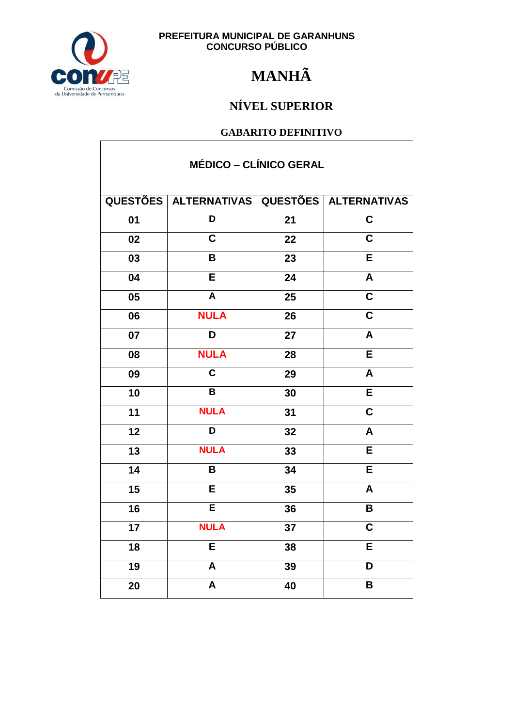PREFEITURA MUNICIPAL DE GARANHUNS
CONCURSO PÚBLICO

# MANHÃ

## NÍVEL SUPERIOR

### GABARITO DEFINITIVO

**MÉDICO – CLÍNICO GERAL**

| QUESTÕES | ALTERNATIVAS | QUESTÕES | ALTERNATIVAS |
|---|---|---|---|
| 01 | D | 21 | C |
| 02 | C | 22 | C |
| 03 | B | 23 | E |
| 04 | E | 24 | A |
| 05 | A | 25 | C |
| 06 | NULA | 26 | C |
| 07 | D | 27 | A |
| 08 | NULA | 28 | E |
| 09 | C | 29 | A |
| 10 | B | 30 | E |
| 11 | NULA | 31 | C |
| 12 | D | 32 | A |
| 13 | NULA | 33 | E |
| 14 | B | 34 | E |
| 15 | E | 35 | A |
| 16 | E | 36 | B |
| 17 | NULA | 37 | C |
| 18 | E | 38 | E |
| 19 | A | 39 | D |
| 20 | A | 40 | B |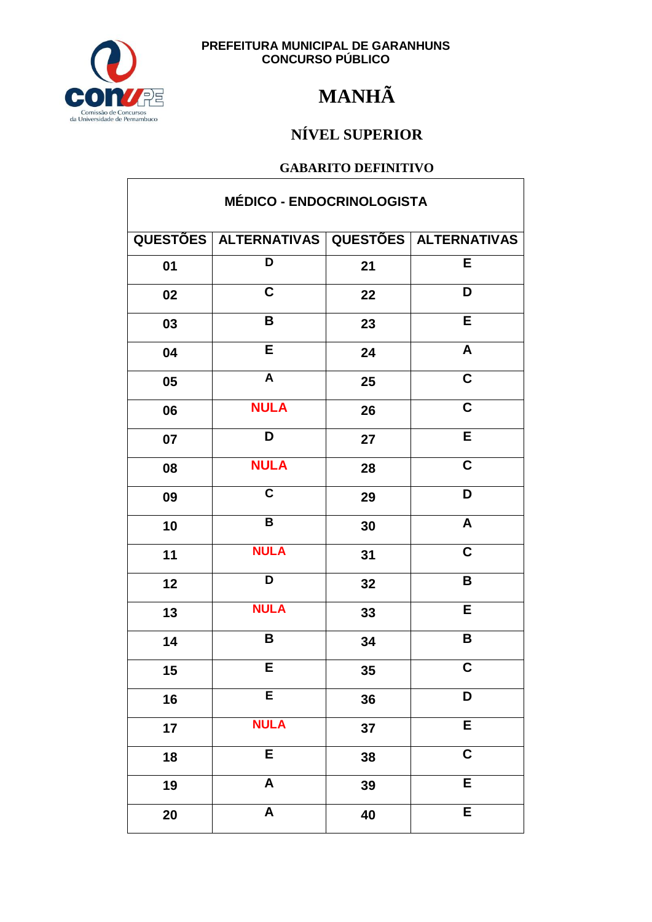PREFEITURA MUNICIPAL DE GARANHUNS
CONCURSO PÚBLICO

# MANHÃ

## NÍVEL SUPERIOR

### GABARITO DEFINITIVO

| MÉDICO - ENDOCRINOLOGISTA | | | |
|---|---|---|---|
| QUESTÕES | ALTERNATIVAS | QUESTÕES | ALTERNATIVAS |
| 01 | D | 21 | E |
| 02 | C | 22 | D |
| 03 | B | 23 | E |
| 04 | E | 24 | A |
| 05 | A | 25 | C |
| 06 | NULA | 26 | C |
| 07 | D | 27 | E |
| 08 | NULA | 28 | C |
| 09 | C | 29 | D |
| 10 | B | 30 | A |
| 11 | NULA | 31 | C |
| 12 | D | 32 | B |
| 13 | NULA | 33 | E |
| 14 | B | 34 | B |
| 15 | E | 35 | C |
| 16 | E | 36 | D |
| 17 | NULA | 37 | E |
| 18 | E | 38 | C |
| 19 | A | 39 | E |
| 20 | A | 40 | E |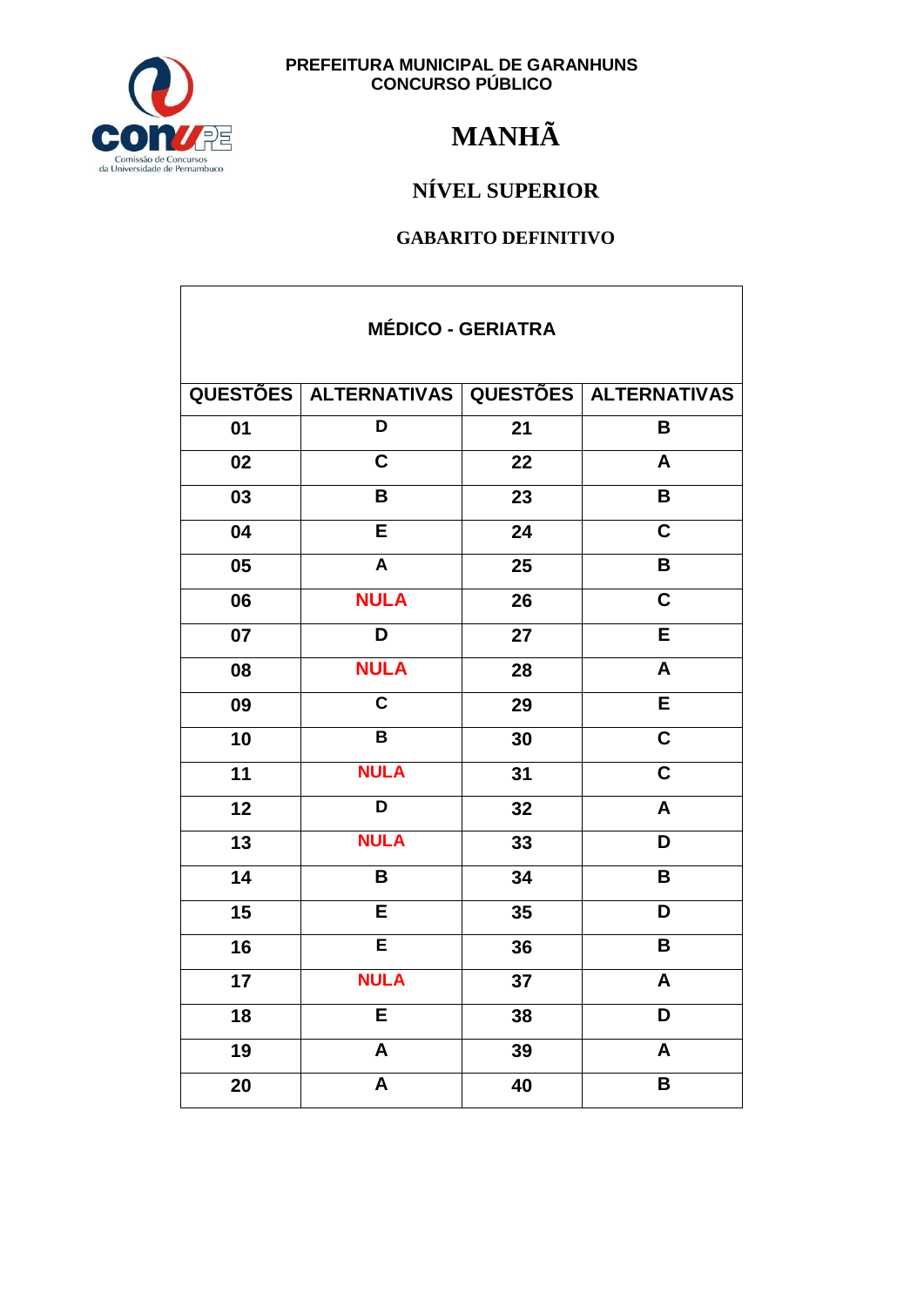PREFEITURA MUNICIPAL DE GARANHUNS
CONCURSO PÚBLICO

# MANHÃ

## NÍVEL SUPERIOR

### GABARITO DEFINITIVO

| MÉDICO - GERIATRA | | | |
|---|---|---|---|
| QUESTÕES | ALTERNATIVAS | QUESTÕES | ALTERNATIVAS |
| 01 | D | 21 | B |
| 02 | C | 22 | A |
| 03 | B | 23 | B |
| 04 | E | 24 | C |
| 05 | A | 25 | B |
| 06 | NULA | 26 | C |
| 07 | D | 27 | E |
| 08 | NULA | 28 | A |
| 09 | C | 29 | E |
| 10 | B | 30 | C |
| 11 | NULA | 31 | C |
| 12 | D | 32 | A |
| 13 | NULA | 33 | D |
| 14 | B | 34 | B |
| 15 | E | 35 | D |
| 16 | E | 36 | B |
| 17 | NULA | 37 | A |
| 18 | E | 38 | D |
| 19 | A | 39 | A |
| 20 | A | 40 | B |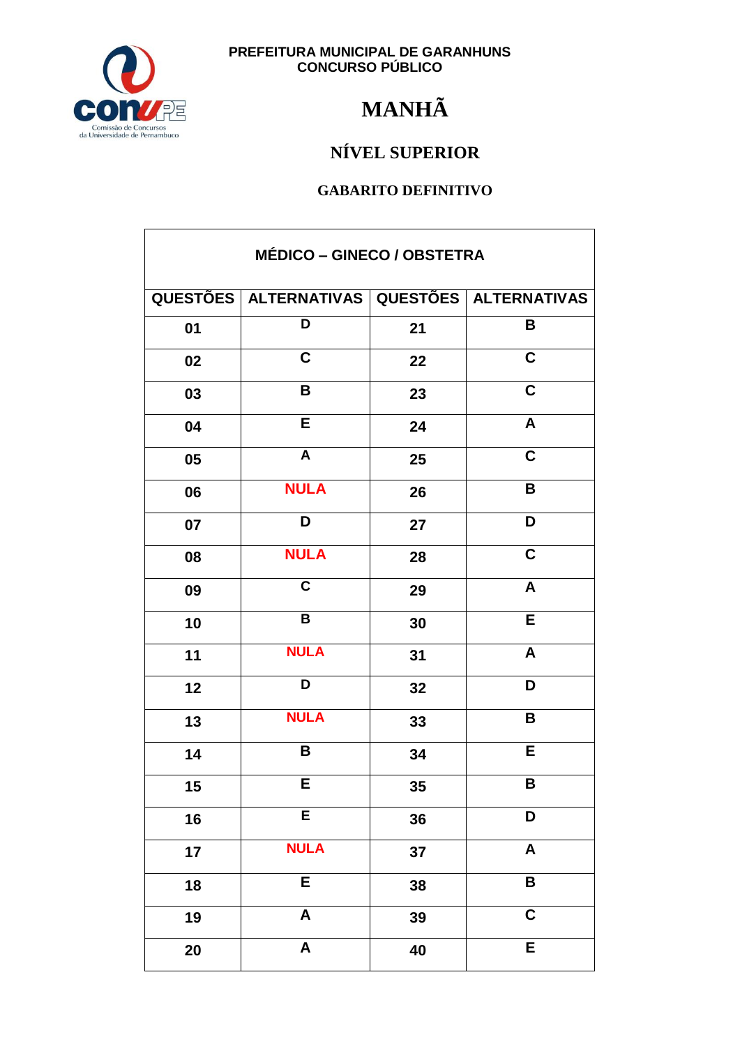PREFEITURA MUNICIPAL DE GARANHUNS
CONCURSO PÚBLICO

# MANHÃ

## NÍVEL SUPERIOR

### GABARITO DEFINITIVO

| MÉDICO – GINECO / OBSTETRA | | | |
|---|---|---|---|
| QUESTÕES | ALTERNATIVAS | QUESTÕES | ALTERNATIVAS |
| 01 | D | 21 | B |
| 02 | C | 22 | C |
| 03 | B | 23 | C |
| 04 | E | 24 | A |
| 05 | A | 25 | C |
| 06 | NULA | 26 | B |
| 07 | D | 27 | D |
| 08 | NULA | 28 | C |
| 09 | C | 29 | A |
| 10 | B | 30 | E |
| 11 | NULA | 31 | A |
| 12 | D | 32 | D |
| 13 | NULA | 33 | B |
| 14 | B | 34 | E |
| 15 | E | 35 | B |
| 16 | E | 36 | D |
| 17 | NULA | 37 | A |
| 18 | E | 38 | B |
| 19 | A | 39 | C |
| 20 | A | 40 | E |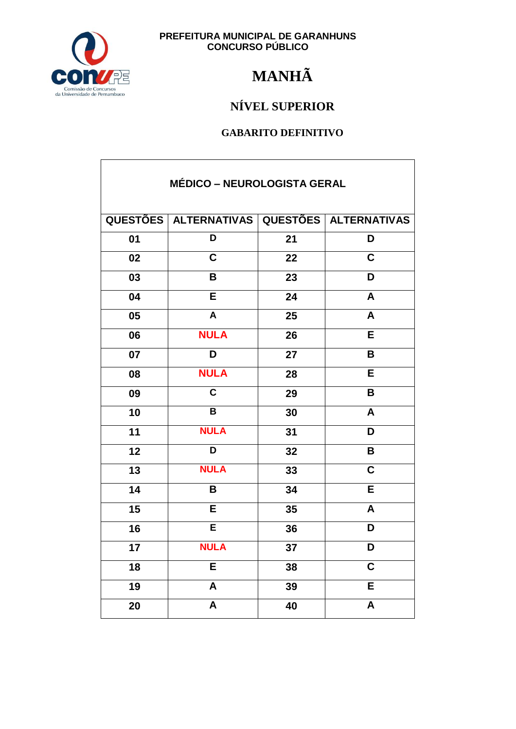PREFEITURA MUNICIPAL DE GARANHUNS
CONCURSO PÚBLICO

# MANHÃ

## NÍVEL SUPERIOR

### GABARITO DEFINITIVO

| MÉDICO – NEUROLOGISTA GERAL | | | |
|---|---|---|---|
| QUESTÕES | ALTERNATIVAS | QUESTÕES | ALTERNATIVAS |
| 01 | D | 21 | D |
| 02 | C | 22 | C |
| 03 | B | 23 | D |
| 04 | E | 24 | A |
| 05 | A | 25 | A |
| 06 | NULA | 26 | E |
| 07 | D | 27 | B |
| 08 | NULA | 28 | E |
| 09 | C | 29 | B |
| 10 | B | 30 | A |
| 11 | NULA | 31 | D |
| 12 | D | 32 | B |
| 13 | NULA | 33 | C |
| 14 | B | 34 | E |
| 15 | E | 35 | A |
| 16 | E | 36 | D |
| 17 | NULA | 37 | D |
| 18 | E | 38 | C |
| 19 | A | 39 | E |
| 20 | A | 40 | A |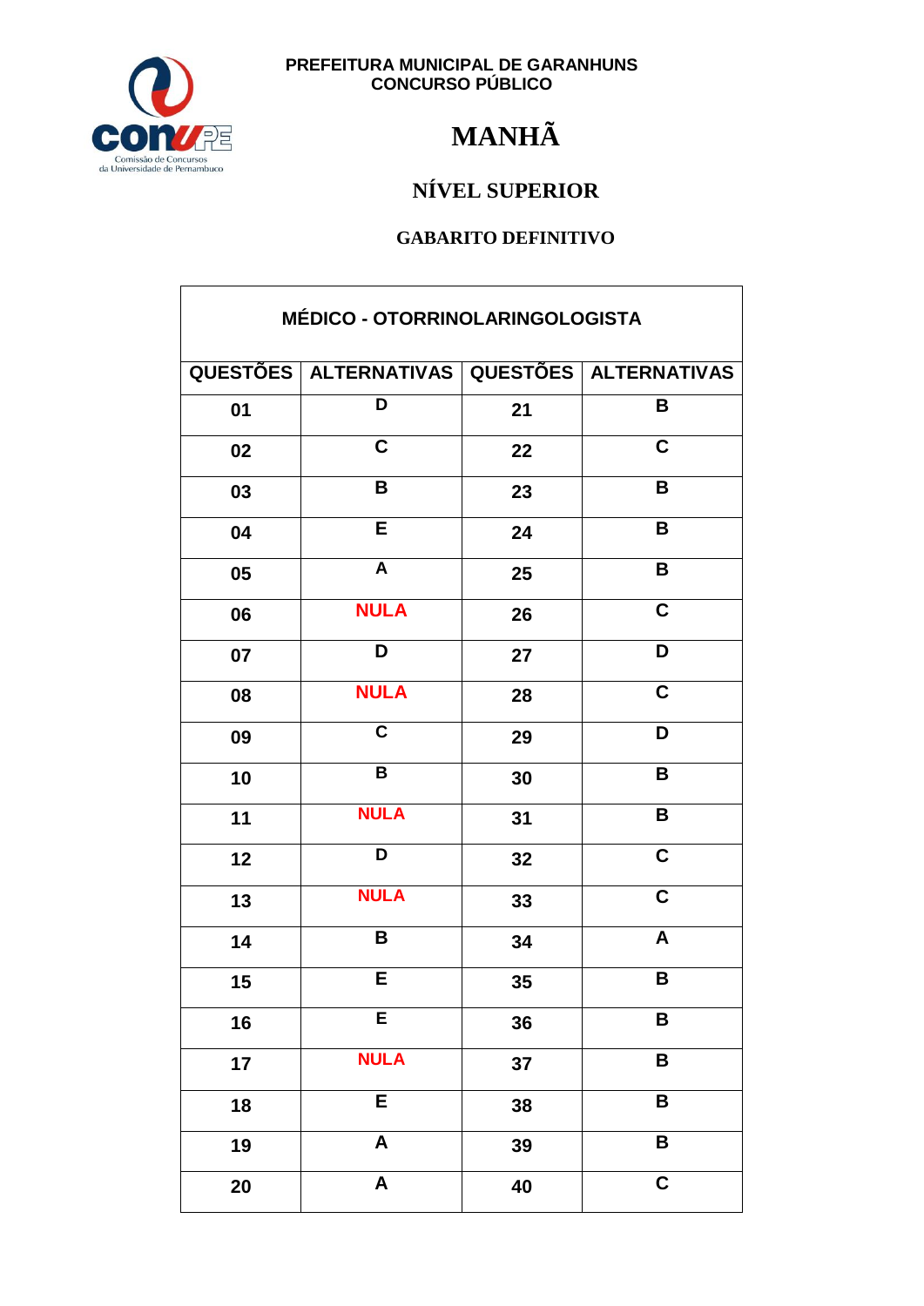PREFEITURA MUNICIPAL DE GARANHUNS
CONCURSO PÚBLICO

# MANHÃ

## NÍVEL SUPERIOR

### GABARITO DEFINITIVO

| MÉDICO - OTORRINOLARINGOLOGISTA | | | |
|---|---|---|---|
| QUESTÕES | ALTERNATIVAS | QUESTÕES | ALTERNATIVAS |
| 01 | D | 21 | B |
| 02 | C | 22 | C |
| 03 | B | 23 | B |
| 04 | E | 24 | B |
| 05 | A | 25 | B |
| 06 | NULA | 26 | C |
| 07 | D | 27 | D |
| 08 | NULA | 28 | C |
| 09 | C | 29 | D |
| 10 | B | 30 | B |
| 11 | NULA | 31 | B |
| 12 | D | 32 | C |
| 13 | NULA | 33 | C |
| 14 | B | 34 | A |
| 15 | E | 35 | B |
| 16 | E | 36 | B |
| 17 | NULA | 37 | B |
| 18 | E | 38 | B |
| 19 | A | 39 | B |
| 20 | A | 40 | C |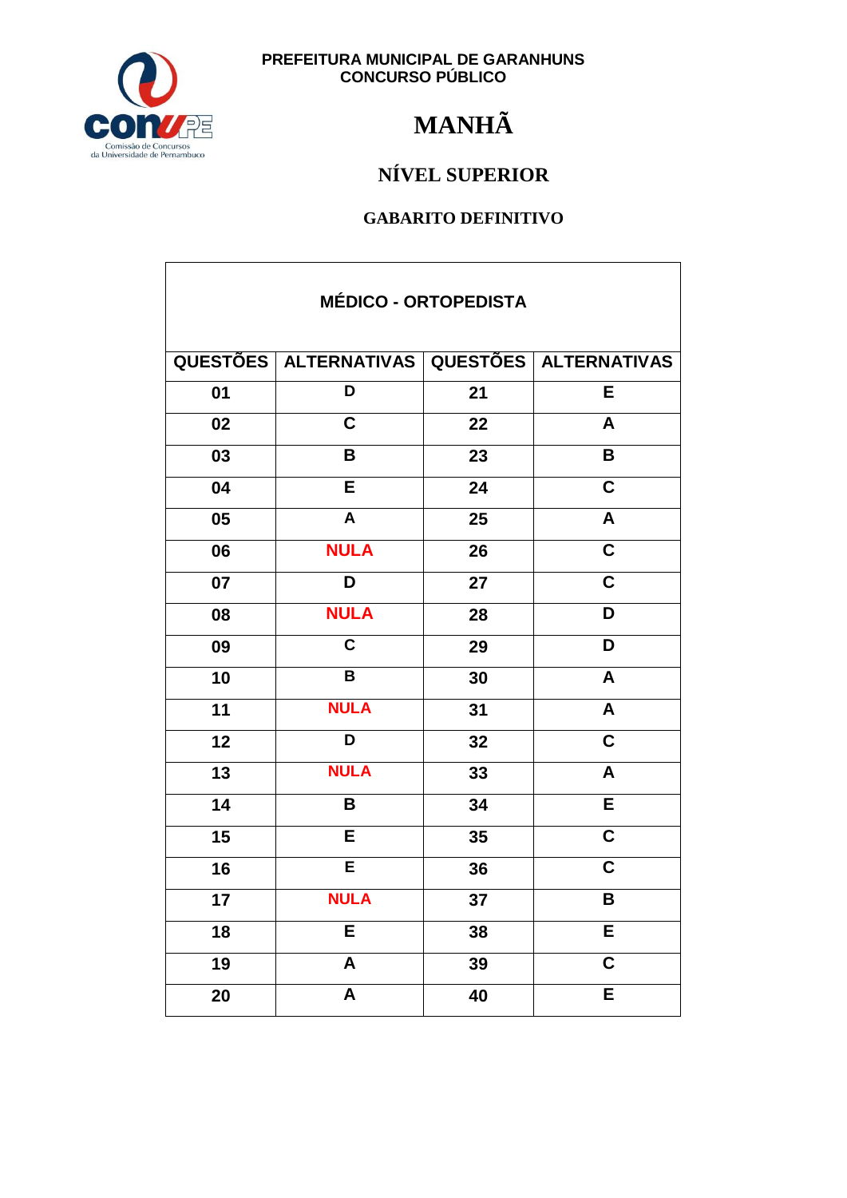PREFEITURA MUNICIPAL DE GARANHUNS
CONCURSO PÚBLICO

# MANHÃ

## NÍVEL SUPERIOR

### GABARITO DEFINITIVO

| MÉDICO - ORTOPEDISTA | | | |
|---|---|---|---|
| QUESTÕES | ALTERNATIVAS | QUESTÕES | ALTERNATIVAS |
| 01 | D | 21 | E |
| 02 | C | 22 | A |
| 03 | B | 23 | B |
| 04 | E | 24 | C |
| 05 | A | 25 | A |
| 06 | NULA | 26 | C |
| 07 | D | 27 | C |
| 08 | NULA | 28 | D |
| 09 | C | 29 | D |
| 10 | B | 30 | A |
| 11 | NULA | 31 | A |
| 12 | D | 32 | C |
| 13 | NULA | 33 | A |
| 14 | B | 34 | E |
| 15 | E | 35 | C |
| 16 | E | 36 | C |
| 17 | NULA | 37 | B |
| 18 | E | 38 | E |
| 19 | A | 39 | C |
| 20 | A | 40 | E |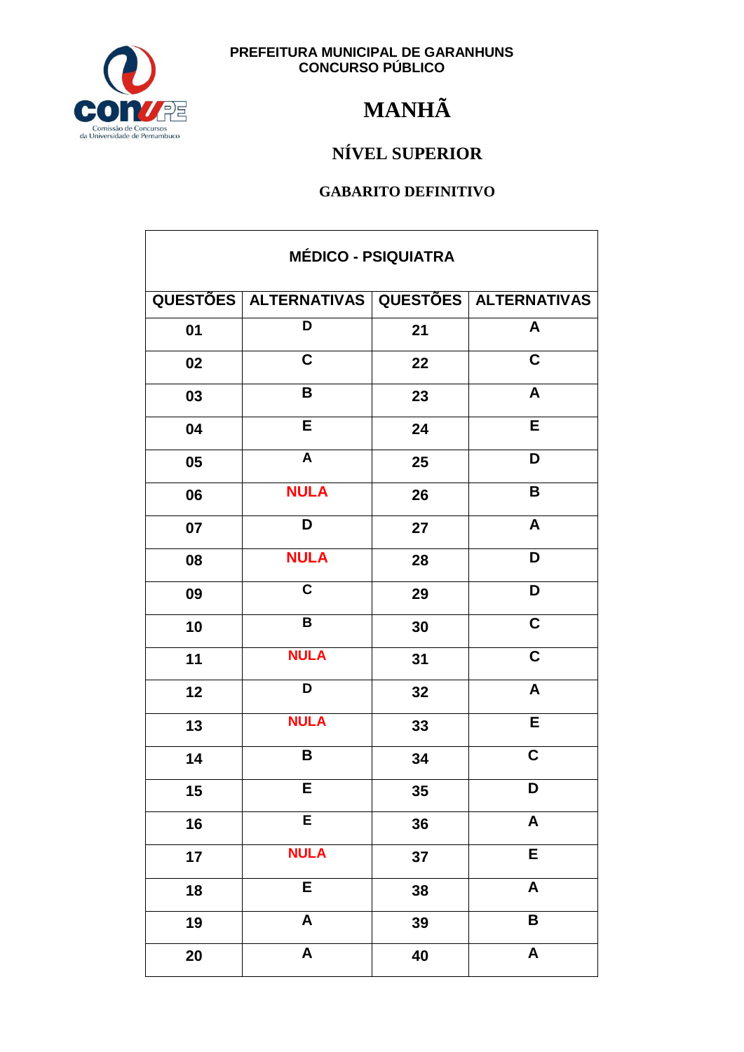PREFEITURA MUNICIPAL DE GARANHUNS
CONCURSO PÚBLICO

# MANHÃ

## NÍVEL SUPERIOR

### GABARITO DEFINITIVO

| MÉDICO - PSIQUIATRA | | | |
|---|---|---|---|
| QUESTÕES | ALTERNATIVAS | QUESTÕES | ALTERNATIVAS |
| 01 | D | 21 | A |
| 02 | C | 22 | C |
| 03 | B | 23 | A |
| 04 | E | 24 | E |
| 05 | A | 25 | D |
| 06 | NULA | 26 | B |
| 07 | D | 27 | A |
| 08 | NULA | 28 | D |
| 09 | C | 29 | D |
| 10 | B | 30 | C |
| 11 | NULA | 31 | C |
| 12 | D | 32 | A |
| 13 | NULA | 33 | E |
| 14 | B | 34 | C |
| 15 | E | 35 | D |
| 16 | E | 36 | A |
| 17 | NULA | 37 | E |
| 18 | E | 38 | A |
| 19 | A | 39 | B |
| 20 | A | 40 | A |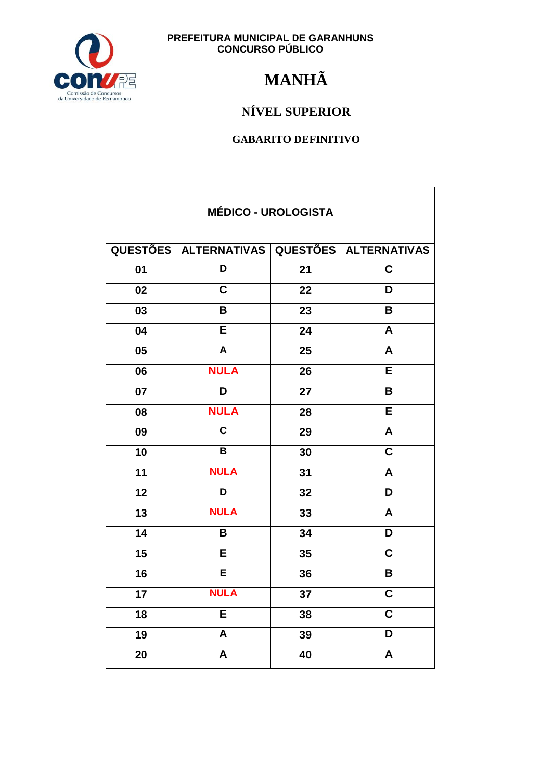PREFEITURA MUNICIPAL DE GARANHUNS
CONCURSO PÚBLICO

# MANHÃ

## NÍVEL SUPERIOR

### GABARITO DEFINITIVO

**MÉDICO - UROLOGISTA**

| QUESTÕES | ALTERNATIVAS | QUESTÕES | ALTERNATIVAS |
|---|---|---|---|
| 01 | D | 21 | C |
| 02 | C | 22 | D |
| 03 | B | 23 | B |
| 04 | E | 24 | A |
| 05 | A | 25 | A |
| 06 | NULA | 26 | E |
| 07 | D | 27 | B |
| 08 | NULA | 28 | E |
| 09 | C | 29 | A |
| 10 | B | 30 | C |
| 11 | NULA | 31 | A |
| 12 | D | 32 | D |
| 13 | NULA | 33 | A |
| 14 | B | 34 | D |
| 15 | E | 35 | C |
| 16 | E | 36 | B |
| 17 | NULA | 37 | C |
| 18 | E | 38 | C |
| 19 | A | 39 | D |
| 20 | A | 40 | A |